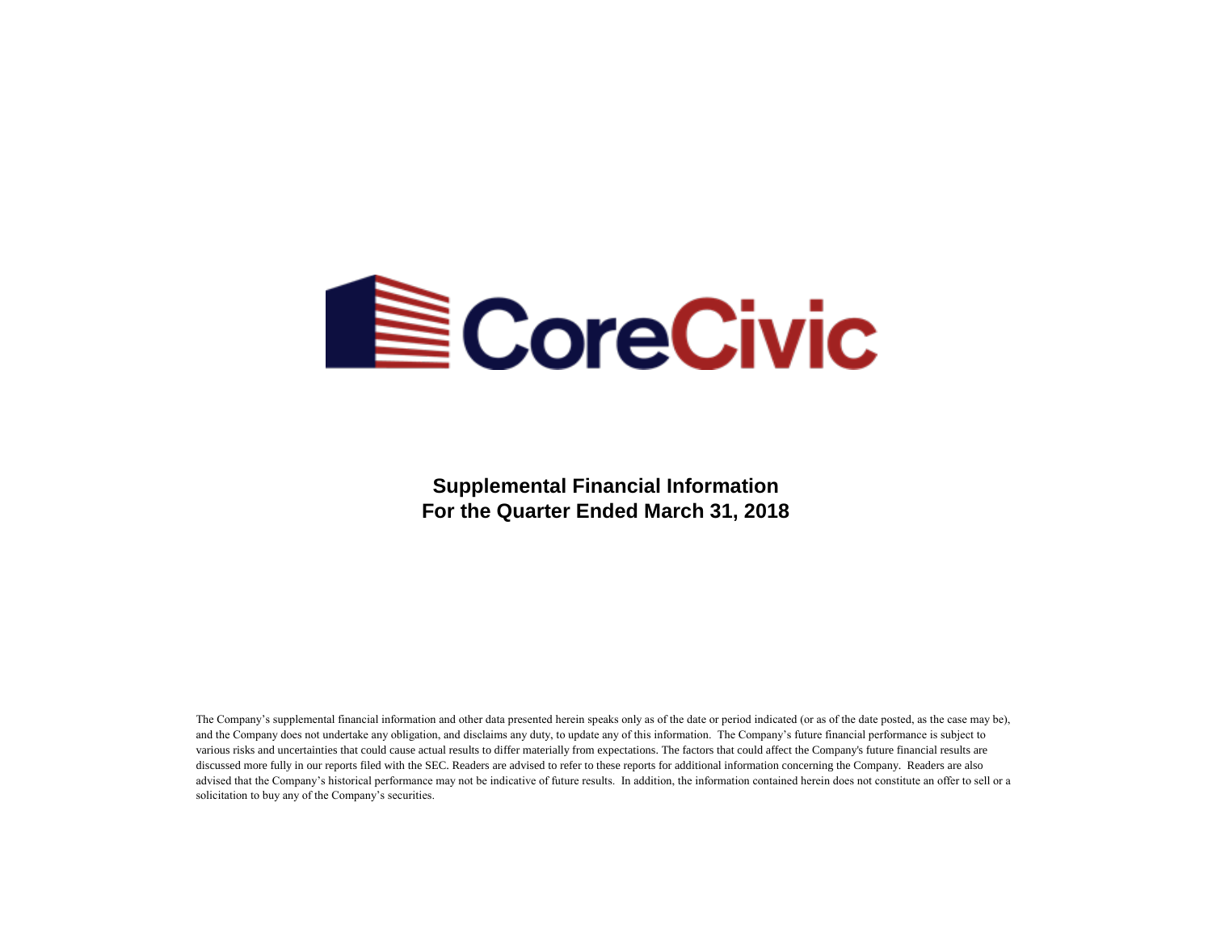# CoreCivic

**Supplemental Financial Information**
**For the Quarter Ended March 31, 2018**

The Company's supplemental financial information and other data presented herein speaks only as of the date or period indicated (or as of the date posted, as the case may be), and the Company does not undertake any obligation, and disclaims any duty, to update any of this information. The Company's future financial performance is subject to various risks and uncertainties that could cause actual results to differ materially from expectations. The factors that could affect the Company's future financial results are discussed more fully in our reports filed with the SEC. Readers are advised to refer to these reports for additional information concerning the Company. Readers are also advised that the Company's historical performance may not be indicative of future results. In addition, the information contained herein does not constitute an offer to sell or a solicitation to buy any of the Company's securities.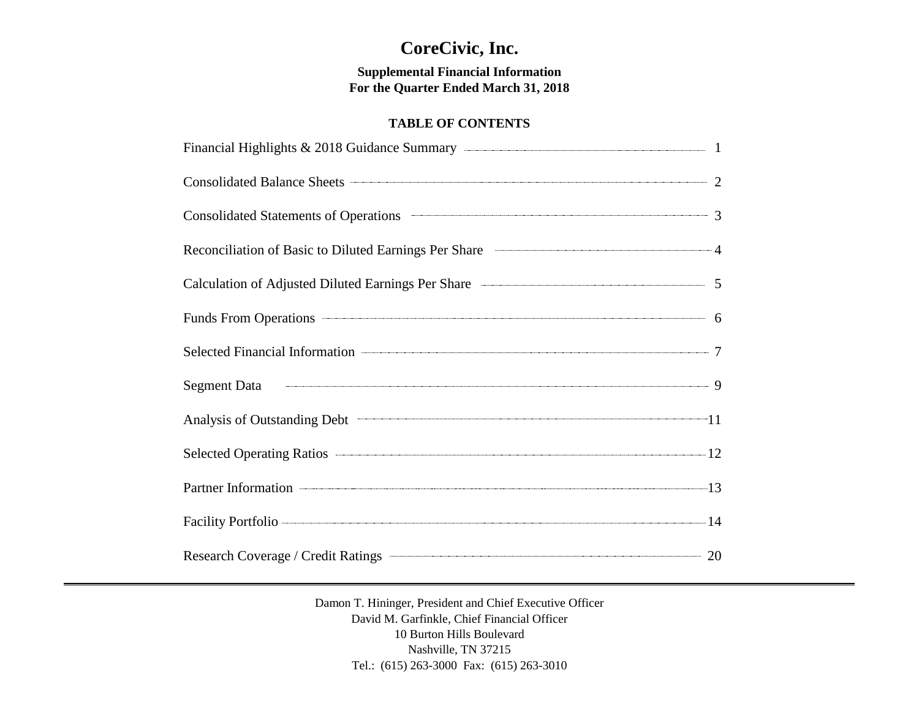# CoreCivic, Inc.

**Supplemental Financial Information**
**For the Quarter Ended March 31, 2018**

## TABLE OF CONTENTS

| | |
|---|---|
| Financial Highlights & 2018 Guidance Summary | 1 |
| Consolidated Balance Sheets | 2 |
| Consolidated Statements of Operations | 3 |
| Reconciliation of Basic to Diluted Earnings Per Share | 4 |
| Calculation of Adjusted Diluted Earnings Per Share | 5 |
| Funds From Operations | 6 |
| Selected Financial Information | 7 |
| Segment Data | 9 |
| Analysis of Outstanding Debt | 11 |
| Selected Operating Ratios | 12 |
| Partner Information | 13 |
| Facility Portfolio | 14 |
| Research Coverage / Credit Ratings | 20 |

---

Damon T. Hininger, President and Chief Executive Officer
David M. Garfinkle, Chief Financial Officer
10 Burton Hills Boulevard
Nashville, TN 37215
Tel.: (615) 263-3000 Fax: (615) 263-3010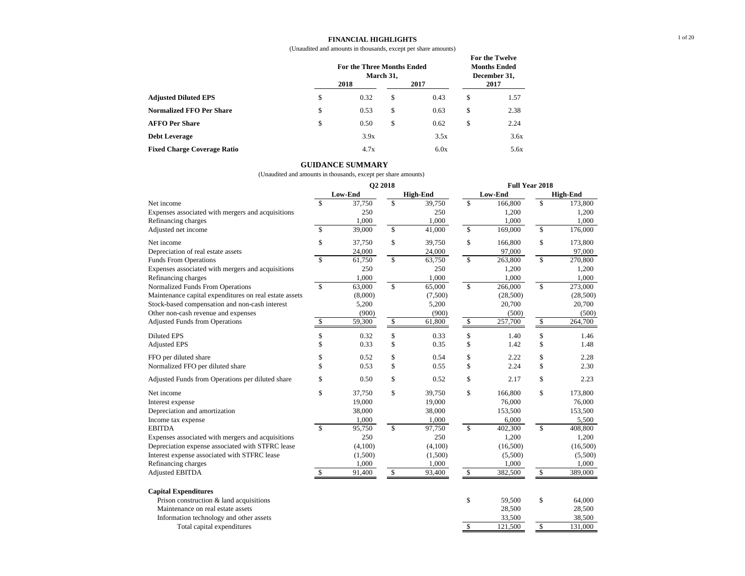## FINANCIAL HIGHLIGHTS

(Unaudited and amounts in thousands, except per share amounts)

| | For the Three Months Ended March 31, 2018 | For the Three Months Ended March 31, 2017 | For the Twelve Months Ended December 31, 2017 |
|---|---|---|---|
| **Adjusted Diluted EPS** | $ 0.32 | $ 0.43 | $ 1.57 |
| **Normalized FFO Per Share** | $ 0.53 | $ 0.63 | $ 2.38 |
| **AFFO Per Share** | $ 0.50 | $ 0.62 | $ 2.24 |
| **Debt Leverage** | 3.9x | 3.5x | 3.6x |
| **Fixed Charge Coverage Ratio** | 4.7x | 6.0x | 5.6x |

## GUIDANCE SUMMARY

(Unaudited and amounts in thousands, except per share amounts)

| | Q2 2018 | | Full Year 2018 | |
|---|---|---|---|---|
| | Low-End | High-End | Low-End | High-End |
| Net income | $ 37,750 | $ 39,750 | $ 166,800 | $ 173,800 |
| Expenses associated with mergers and acquisitions | 250 | 250 | 1,200 | 1,200 |
| Refinancing charges | 1,000 | 1,000 | 1,000 | 1,000 |
| Adjusted net income | $ 39,000 | $ 41,000 | $ 169,000 | $ 176,000 |
| | | | | |
| Net income | $ 37,750 | $ 39,750 | $ 166,800 | $ 173,800 |
| Depreciation of real estate assets | 24,000 | 24,000 | 97,000 | 97,000 |
| Funds From Operations | $ 61,750 | $ 63,750 | $ 263,800 | $ 270,800 |
| Expenses associated with mergers and acquisitions | 250 | 250 | 1,200 | 1,200 |
| Refinancing charges | 1,000 | 1,000 | 1,000 | 1,000 |
| Normalized Funds From Operations | $ 63,000 | $ 65,000 | $ 266,000 | $ 273,000 |
| Maintenance capital expenditures on real estate assets | (8,000) | (7,500) | (28,500) | (28,500) |
| Stock-based compensation and non-cash interest | 5,200 | 5,200 | 20,700 | 20,700 |
| Other non-cash revenue and expenses | (900) | (900) | (500) | (500) |
| Adjusted Funds from Operations | $ 59,300 | $ 61,800 | $ 257,700 | $ 264,700 |
| | | | | |
| Diluted EPS | $ 0.32 | $ 0.33 | $ 1.40 | $ 1.46 |
| Adjusted EPS | $ 0.33 | $ 0.35 | $ 1.42 | $ 1.48 |
| | | | | |
| FFO per diluted share | $ 0.52 | $ 0.54 | $ 2.22 | $ 2.28 |
| Normalized FFO per diluted share | $ 0.53 | $ 0.55 | $ 2.24 | $ 2.30 |
| | | | | |
| Adjusted Funds from Operations per diluted share | $ 0.50 | $ 0.52 | $ 2.17 | $ 2.23 |
| | | | | |
| Net income | $ 37,750 | $ 39,750 | $ 166,800 | $ 173,800 |
| Interest expense | 19,000 | 19,000 | 76,000 | 76,000 |
| Depreciation and amortization | 38,000 | 38,000 | 153,500 | 153,500 |
| Income tax expense | 1,000 | 1,000 | 6,000 | 5,500 |
| EBITDA | $ 95,750 | $ 97,750 | $ 402,300 | $ 408,800 |
| Expenses associated with mergers and acquisitions | 250 | 250 | 1,200 | 1,200 |
| Depreciation expense associated with STFRC lease | (4,100) | (4,100) | (16,500) | (16,500) |
| Interest expense associated with STFRC lease | (1,500) | (1,500) | (5,500) | (5,500) |
| Refinancing charges | 1,000 | 1,000 | 1,000 | 1,000 |
| Adjusted EBITDA | $ 91,400 | $ 93,400 | $ 382,500 | $ 389,000 |
| | | | | |
| **Capital Expenditures** | | | | |
| Prison construction & land acquisitions | | | $ 59,500 | $ 64,000 |
| Maintenance on real estate assets | | | 28,500 | 28,500 |
| Information technology and other assets | | | 33,500 | 38,500 |
| Total capital expenditures | | | $ 121,500 | $ 131,000 |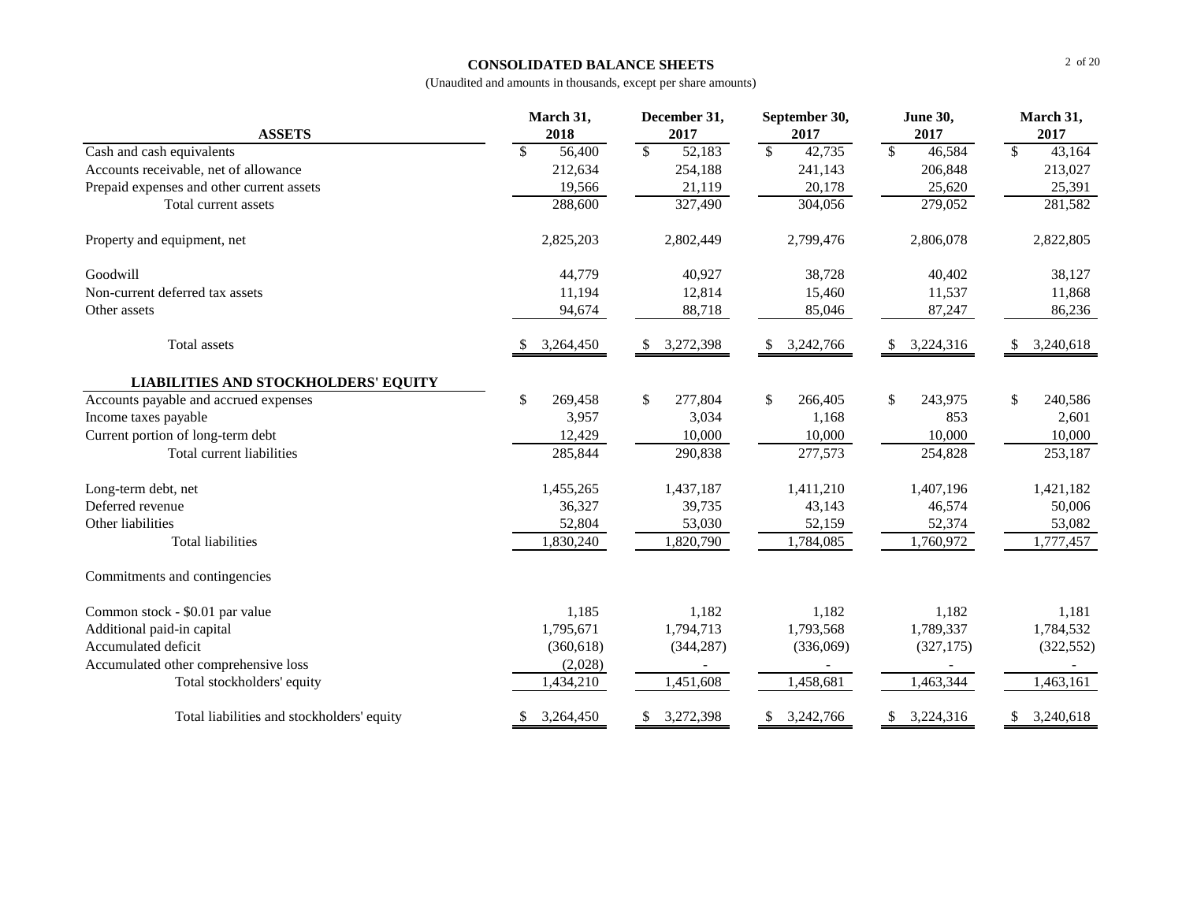# CONSOLIDATED BALANCE SHEETS

(Unaudited and amounts in thousands, except per share amounts)

| ASSETS | March 31, 2018 | December 31, 2017 | September 30, 2017 | June 30, 2017 | March 31, 2017 |
|---|---|---|---|---|---|
| Cash and cash equivalents | $ 56,400 | $ 52,183 | $ 42,735 | $ 46,584 | $ 43,164 |
| Accounts receivable, net of allowance | 212,634 | 254,188 | 241,143 | 206,848 | 213,027 |
| Prepaid expenses and other current assets | 19,566 | 21,119 | 20,178 | 25,620 | 25,391 |
| Total current assets | 288,600 | 327,490 | 304,056 | 279,052 | 281,582 |
| Property and equipment, net | 2,825,203 | 2,802,449 | 2,799,476 | 2,806,078 | 2,822,805 |
| Goodwill | 44,779 | 40,927 | 38,728 | 40,402 | 38,127 |
| Non-current deferred tax assets | 11,194 | 12,814 | 15,460 | 11,537 | 11,868 |
| Other assets | 94,674 | 88,718 | 85,046 | 87,247 | 86,236 |
| Total assets | $ 3,264,450 | $ 3,272,398 | $ 3,242,766 | $ 3,224,316 | $ 3,240,618 |
| **LIABILITIES AND STOCKHOLDERS' EQUITY** | | | | | |
| Accounts payable and accrued expenses | $ 269,458 | $ 277,804 | $ 266,405 | $ 243,975 | $ 240,586 |
| Income taxes payable | 3,957 | 3,034 | 1,168 | 853 | 2,601 |
| Current portion of long-term debt | 12,429 | 10,000 | 10,000 | 10,000 | 10,000 |
| Total current liabilities | 285,844 | 290,838 | 277,573 | 254,828 | 253,187 |
| Long-term debt, net | 1,455,265 | 1,437,187 | 1,411,210 | 1,407,196 | 1,421,182 |
| Deferred revenue | 36,327 | 39,735 | 43,143 | 46,574 | 50,006 |
| Other liabilities | 52,804 | 53,030 | 52,159 | 52,374 | 53,082 |
| Total liabilities | 1,830,240 | 1,820,790 | 1,784,085 | 1,760,972 | 1,777,457 |
| Commitments and contingencies | | | | | |
| Common stock - $0.01 par value | 1,185 | 1,182 | 1,182 | 1,182 | 1,181 |
| Additional paid-in capital | 1,795,671 | 1,794,713 | 1,793,568 | 1,789,337 | 1,784,532 |
| Accumulated deficit | (360,618) | (344,287) | (336,069) | (327,175) | (322,552) |
| Accumulated other comprehensive loss | (2,028) | - | - | - | - |
| Total stockholders' equity | 1,434,210 | 1,451,608 | 1,458,681 | 1,463,344 | 1,463,161 |
| Total liabilities and stockholders' equity | $ 3,264,450 | $ 3,272,398 | $ 3,242,766 | $ 3,224,316 | $ 3,240,618 |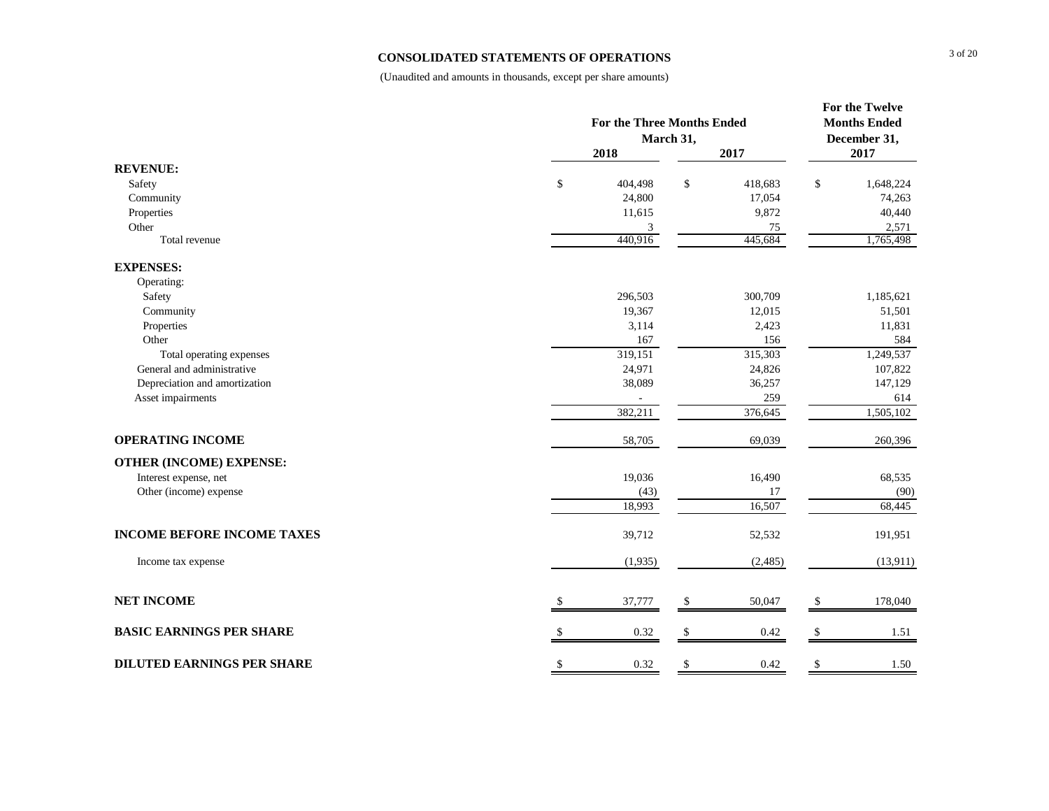## CONSOLIDATED STATEMENTS OF OPERATIONS

(Unaudited and amounts in thousands, except per share amounts)

| | For the Three Months Ended March 31, | | For the Twelve Months Ended December 31, |
|---|---|---|---|
| | 2018 | 2017 | 2017 |
| **REVENUE:** | | | |
| Safety | $ 404,498 | $ 418,683 | $ 1,648,224 |
| Community | 24,800 | 17,054 | 74,263 |
| Properties | 11,615 | 9,872 | 40,440 |
| Other | 3 | 75 | 2,571 |
| Total revenue | 440,916 | 445,684 | 1,765,498 |
| **EXPENSES:** | | | |
| Operating: | | | |
| Safety | 296,503 | 300,709 | 1,185,621 |
| Community | 19,367 | 12,015 | 51,501 |
| Properties | 3,114 | 2,423 | 11,831 |
| Other | 167 | 156 | 584 |
| Total operating expenses | 319,151 | 315,303 | 1,249,537 |
| General and administrative | 24,971 | 24,826 | 107,822 |
| Depreciation and amortization | 38,089 | 36,257 | 147,129 |
| Asset impairments | - | 259 | 614 |
| | 382,211 | 376,645 | 1,505,102 |
| **OPERATING INCOME** | 58,705 | 69,039 | 260,396 |
| **OTHER (INCOME) EXPENSE:** | | | |
| Interest expense, net | 19,036 | 16,490 | 68,535 |
| Other (income) expense | (43) | 17 | (90) |
| | 18,993 | 16,507 | 68,445 |
| **INCOME BEFORE INCOME TAXES** | 39,712 | 52,532 | 191,951 |
| Income tax expense | (1,935) | (2,485) | (13,911) |
| **NET INCOME** | $ 37,777 | $ 50,047 | $ 178,040 |
| **BASIC EARNINGS PER SHARE** | $ 0.32 | $ 0.42 | $ 1.51 |
| **DILUTED EARNINGS PER SHARE** | $ 0.32 | $ 0.42 | $ 1.50 |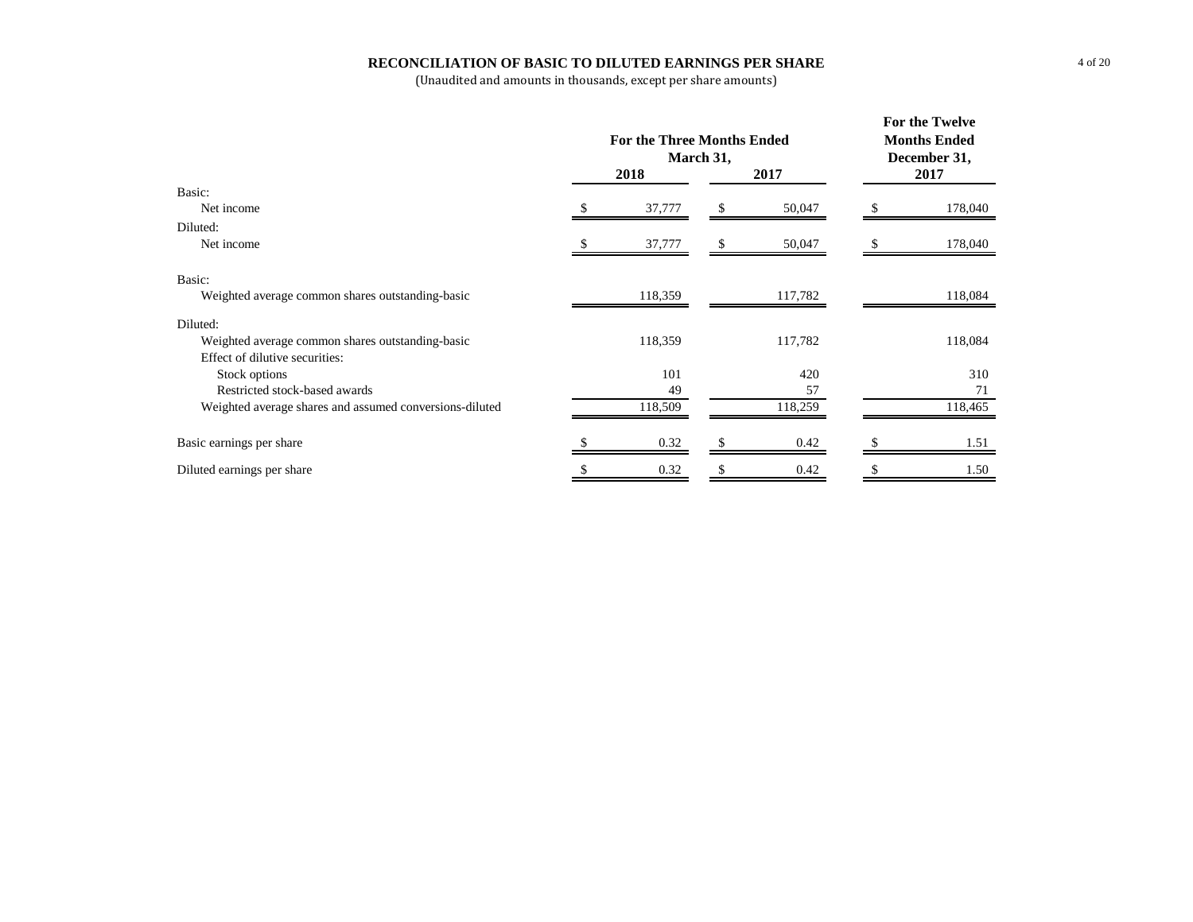# RECONCILIATION OF BASIC TO DILUTED EARNINGS PER SHARE

(Unaudited and amounts in thousands, except per share amounts)

| | For the Three Months Ended March 31, | | For the Twelve Months Ended December 31, |
|---|---|---|---|
| | 2018 | 2017 | 2017 |
| Basic: | | | |
| Net income | $ 37,777 | $ 50,047 | $ 178,040 |
| Diluted: | | | |
| Net income | $ 37,777 | $ 50,047 | $ 178,040 |
| Basic: | | | |
| Weighted average common shares outstanding-basic | 118,359 | 117,782 | 118,084 |
| Diluted: | | | |
| Weighted average common shares outstanding-basic | 118,359 | 117,782 | 118,084 |
| Effect of dilutive securities: | | | |
| Stock options | 101 | 420 | 310 |
| Restricted stock-based awards | 49 | 57 | 71 |
| Weighted average shares and assumed conversions-diluted | 118,509 | 118,259 | 118,465 |
| Basic earnings per share | $ 0.32 | $ 0.42 | $ 1.51 |
| Diluted earnings per share | $ 0.32 | $ 0.42 | $ 1.50 |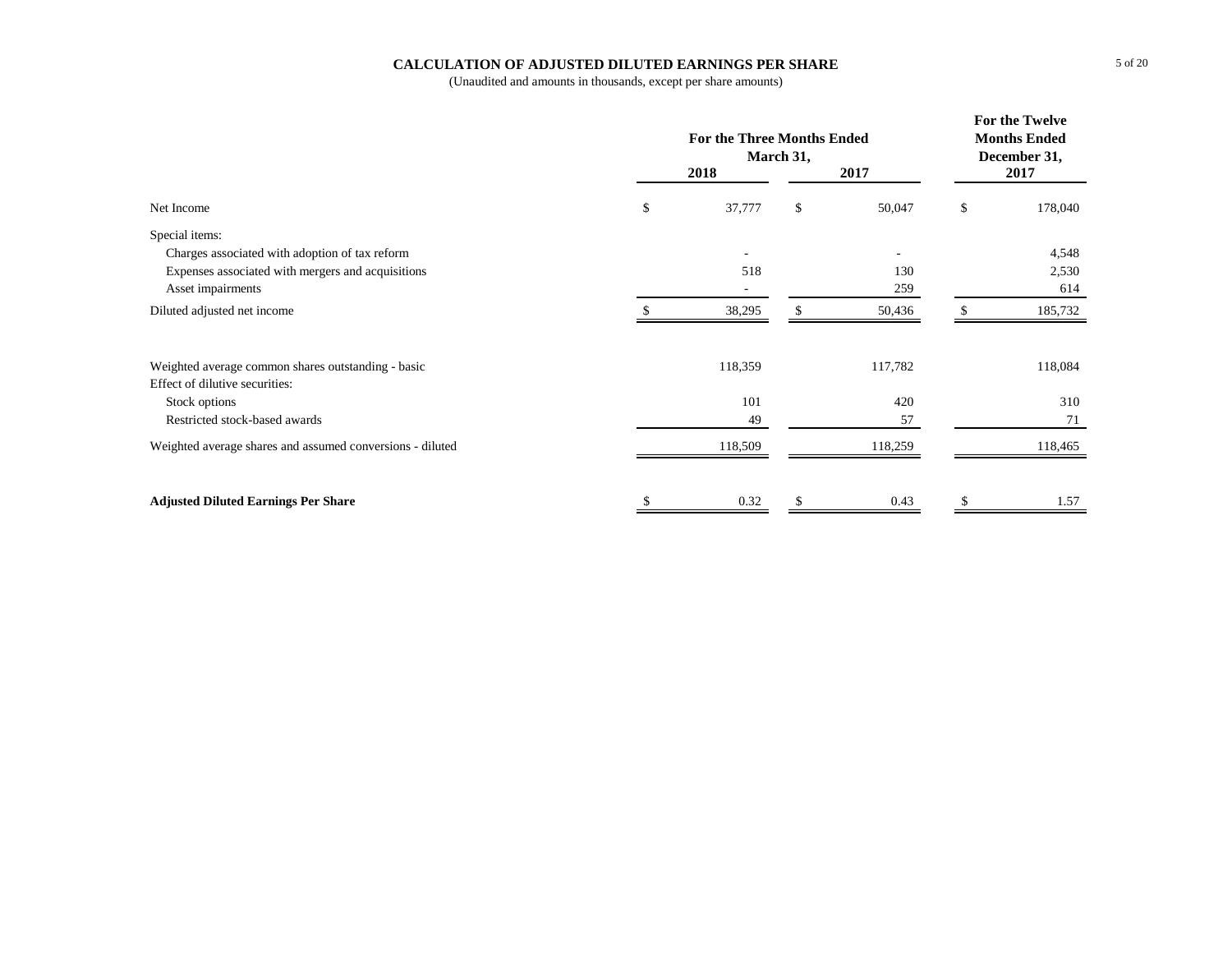# CALCULATION OF ADJUSTED DILUTED EARNINGS PER SHARE

(Unaudited and amounts in thousands, except per share amounts)

| | For the Three Months Ended March 31, | | For the Twelve Months Ended December 31, |
|---|---|---|---|
| | 2018 | 2017 | 2017 |
| Net Income | $ 37,777 | $ 50,047 | $ 178,040 |
| Special items: | | | |
| Charges associated with adoption of tax reform | - | - | 4,548 |
| Expenses associated with mergers and acquisitions | 518 | 130 | 2,530 |
| Asset impairments | - | 259 | 614 |
| Diluted adjusted net income | $ 38,295 | $ 50,436 | $ 185,732 |
| | | | |
| Weighted average common shares outstanding - basic | 118,359 | 117,782 | 118,084 |
| Effect of dilutive securities: | | | |
| Stock options | 101 | 420 | 310 |
| Restricted stock-based awards | 49 | 57 | 71 |
| Weighted average shares and assumed conversions - diluted | 118,509 | 118,259 | 118,465 |
| | | | |
| **Adjusted Diluted Earnings Per Share** | $ 0.32 | $ 0.43 | $ 1.57 |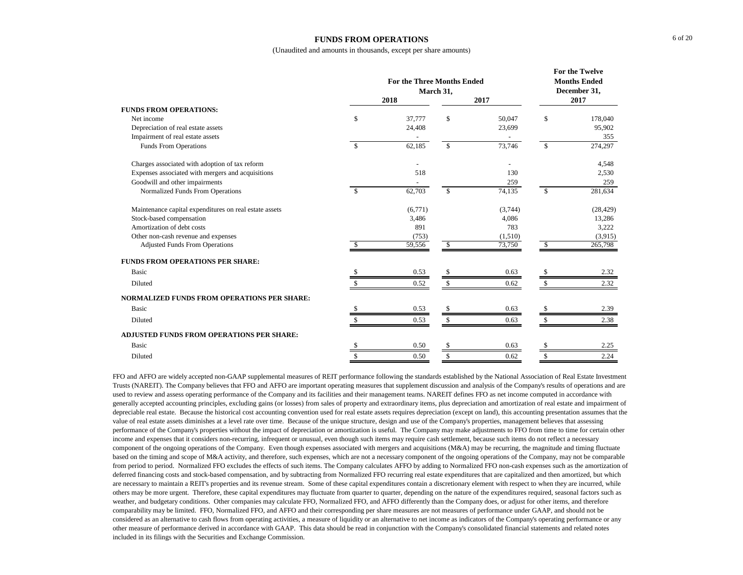# FUNDS FROM OPERATIONS

(Unaudited and amounts in thousands, except per share amounts)

| | For the Three Months Ended March 31, 2018 | For the Three Months Ended March 31, 2017 | For the Twelve Months Ended December 31, 2017 |
|---|---|---|---|
| **FUNDS FROM OPERATIONS:** | | | |
| Net income | $ 37,777 | $ 50,047 | $ 178,040 |
| Depreciation of real estate assets | 24,408 | 23,699 | 95,902 |
| Impairment of real estate assets | - | - | 355 |
| Funds From Operations | $ 62,185 | $ 73,746 | $ 274,297 |
| | | | |
| Charges associated with adoption of tax reform | - | - | 4,548 |
| Expenses associated with mergers and acquisitions | 518 | 130 | 2,530 |
| Goodwill and other impairments | - | 259 | 259 |
| Normalized Funds From Operations | $ 62,703 | $ 74,135 | $ 281,634 |
| | | | |
| Maintenance capital expenditures on real estate assets | (6,771) | (3,744) | (28,429) |
| Stock-based compensation | 3,486 | 4,086 | 13,286 |
| Amortization of debt costs | 891 | 783 | 3,222 |
| Other non-cash revenue and expenses | (753) | (1,510) | (3,915) |
| Adjusted Funds From Operations | $ 59,556 | $ 73,750 | $ 265,798 |
| | | | |
| **FUNDS FROM OPERATIONS PER SHARE:** | | | |
| Basic | $ 0.53 | $ 0.63 | $ 2.32 |
| Diluted | $ 0.52 | $ 0.62 | $ 2.32 |
| | | | |
| **NORMALIZED FUNDS FROM OPERATIONS PER SHARE:** | | | |
| Basic | $ 0.53 | $ 0.63 | $ 2.39 |
| Diluted | $ 0.53 | $ 0.63 | $ 2.38 |
| | | | |
| **ADJUSTED FUNDS FROM OPERATIONS PER SHARE:** | | | |
| Basic | $ 0.50 | $ 0.63 | $ 2.25 |
| Diluted | $ 0.50 | $ 0.62 | $ 2.24 |

FFO and AFFO are widely accepted non-GAAP supplemental measures of REIT performance following the standards established by the National Association of Real Estate Investment Trusts (NAREIT). The Company believes that FFO and AFFO are important operating measures that supplement discussion and analysis of the Company's results of operations and are used to review and assess operating performance of the Company and its facilities and their management teams. NAREIT defines FFO as net income computed in accordance with generally accepted accounting principles, excluding gains (or losses) from sales of property and extraordinary items, plus depreciation and amortization of real estate and impairment of depreciable real estate. Because the historical cost accounting convention used for real estate assets requires depreciation (except on land), this accounting presentation assumes that the value of real estate assets diminishes at a level rate over time. Because of the unique structure, design and use of the Company's properties, management believes that assessing performance of the Company's properties without the impact of depreciation or amortization is useful. The Company may make adjustments to FFO from time to time for certain other income and expenses that it considers non-recurring, infrequent or unusual, even though such items may require cash settlement, because such items do not reflect a necessary component of the ongoing operations of the Company. Even though expenses associated with mergers and acquisitions (M&A) may be recurring, the magnitude and timing fluctuate based on the timing and scope of M&A activity, and therefore, such expenses, which are not a necessary component of the ongoing operations of the Company, may not be comparable from period to period. Normalized FFO excludes the effects of such items. The Company calculates AFFO by adding to Normalized FFO non-cash expenses such as the amortization of deferred financing costs and stock-based compensation, and by subtracting from Normalized FFO recurring real estate expenditures that are capitalized and then amortized, but which are necessary to maintain a REIT's properties and its revenue stream. Some of these capital expenditures contain a discretionary element with respect to when they are incurred, while others may be more urgent. Therefore, these capital expenditures may fluctuate from quarter to quarter, depending on the nature of the expenditures required, seasonal factors such as weather, and budgetary conditions. Other companies may calculate FFO, Normalized FFO, and AFFO differently than the Company does, or adjust for other items, and therefore comparability may be limited. FFO, Normalized FFO, and AFFO and their corresponding per share measures are not measures of performance under GAAP, and should not be considered as an alternative to cash flows from operating activities, a measure of liquidity or an alternative to net income as indicators of the Company's operating performance or any other measure of performance derived in accordance with GAAP. This data should be read in conjunction with the Company's consolidated financial statements and related notes included in its filings with the Securities and Exchange Commission.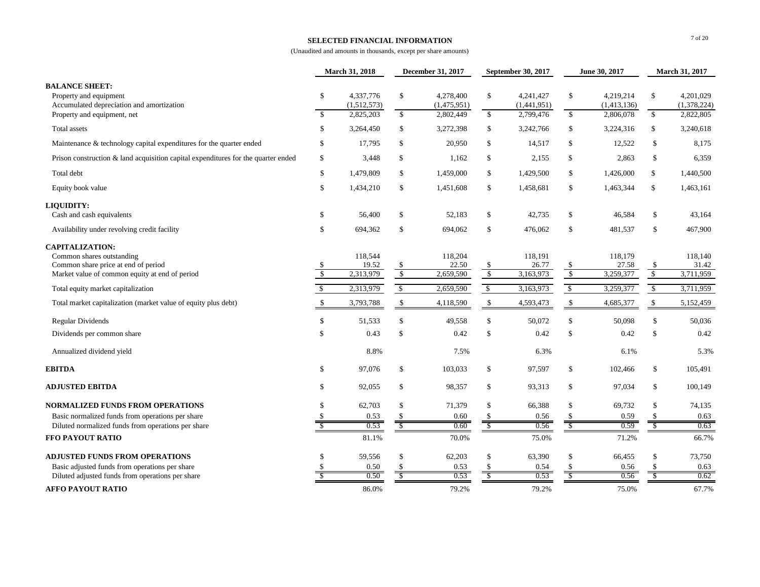# SELECTED FINANCIAL INFORMATION

(Unaudited and amounts in thousands, except per share amounts)

| | March 31, 2018 | December 31, 2017 | September 30, 2017 | June 30, 2017 | March 31, 2017 |
|---|---|---|---|---|---|
| **BALANCE SHEET:** | | | | | |
| Property and equipment | $ 4,337,776 | $ 4,278,400 | $ 4,241,427 | $ 4,219,214 | $ 4,201,029 |
| Accumulated depreciation and amortization | (1,512,573) | (1,475,951) | (1,441,951) | (1,413,136) | (1,378,224) |
| Property and equipment, net | $ 2,825,203 | $ 2,802,449 | $ 2,799,476 | $ 2,806,078 | $ 2,822,805 |
| Total assets | $ 3,264,450 | $ 3,272,398 | $ 3,242,766 | $ 3,224,316 | $ 3,240,618 |
| Maintenance & technology capital expenditures for the quarter ended | $ 17,795 | $ 20,950 | $ 14,517 | $ 12,522 | $ 8,175 |
| Prison construction & land acquisition capital expenditures for the quarter ended | $ 3,448 | $ 1,162 | $ 2,155 | $ 2,863 | $ 6,359 |
| Total debt | $ 1,479,809 | $ 1,459,000 | $ 1,429,500 | $ 1,426,000 | $ 1,440,500 |
| Equity book value | $ 1,434,210 | $ 1,451,608 | $ 1,458,681 | $ 1,463,344 | $ 1,463,161 |
| **LIQUIDITY:** | | | | | |
| Cash and cash equivalents | $ 56,400 | $ 52,183 | $ 42,735 | $ 46,584 | $ 43,164 |
| Availability under revolving credit facility | $ 694,362 | $ 694,062 | $ 476,062 | $ 481,537 | $ 467,900 |
| **CAPITALIZATION:** | | | | | |
| Common shares outstanding | 118,544 | 118,204 | 118,191 | 118,179 | 118,140 |
| Common share price at end of period | $ 19.52 | $ 22.50 | $ 26.77 | $ 27.58 | $ 31.42 |
| Market value of common equity at end of period | $ 2,313,979 | $ 2,659,590 | $ 3,163,973 | $ 3,259,377 | $ 3,711,959 |
| Total equity market capitalization | $ 2,313,979 | $ 2,659,590 | $ 3,163,973 | $ 3,259,377 | $ 3,711,959 |
| Total market capitalization (market value of equity plus debt) | $ 3,793,788 | $ 4,118,590 | $ 4,593,473 | $ 4,685,377 | $ 5,152,459 |
| Regular Dividends | $ 51,533 | $ 49,558 | $ 50,072 | $ 50,098 | $ 50,036 |
| Dividends per common share | $ 0.43 | $ 0.42 | $ 0.42 | $ 0.42 | $ 0.42 |
| Annualized dividend yield | 8.8% | 7.5% | 6.3% | 6.1% | 5.3% |
| **EBITDA** | $ 97,076 | $ 103,033 | $ 97,597 | $ 102,466 | $ 105,491 |
| **ADJUSTED EBITDA** | $ 92,055 | $ 98,357 | $ 93,313 | $ 97,034 | $ 100,149 |
| **NORMALIZED FUNDS FROM OPERATIONS** | $ 62,703 | $ 71,379 | $ 66,388 | $ 69,732 | $ 74,135 |
| Basic normalized funds from operations per share | $ 0.53 | $ 0.60 | $ 0.56 | $ 0.59 | $ 0.63 |
| Diluted normalized funds from operations per share | $ 0.53 | $ 0.60 | $ 0.56 | $ 0.59 | $ 0.63 |
| **FFO PAYOUT RATIO** | 81.1% | 70.0% | 75.0% | 71.2% | 66.7% |
| **ADJUSTED FUNDS FROM OPERATIONS** | $ 59,556 | $ 62,203 | $ 63,390 | $ 66,455 | $ 73,750 |
| Basic adjusted funds from operations per share | $ 0.50 | $ 0.53 | $ 0.54 | $ 0.56 | $ 0.63 |
| Diluted adjusted funds from operations per share | $ 0.50 | $ 0.53 | $ 0.53 | $ 0.56 | $ 0.62 |
| **AFFO PAYOUT RATIO** | 86.0% | 79.2% | 79.2% | 75.0% | 67.7% |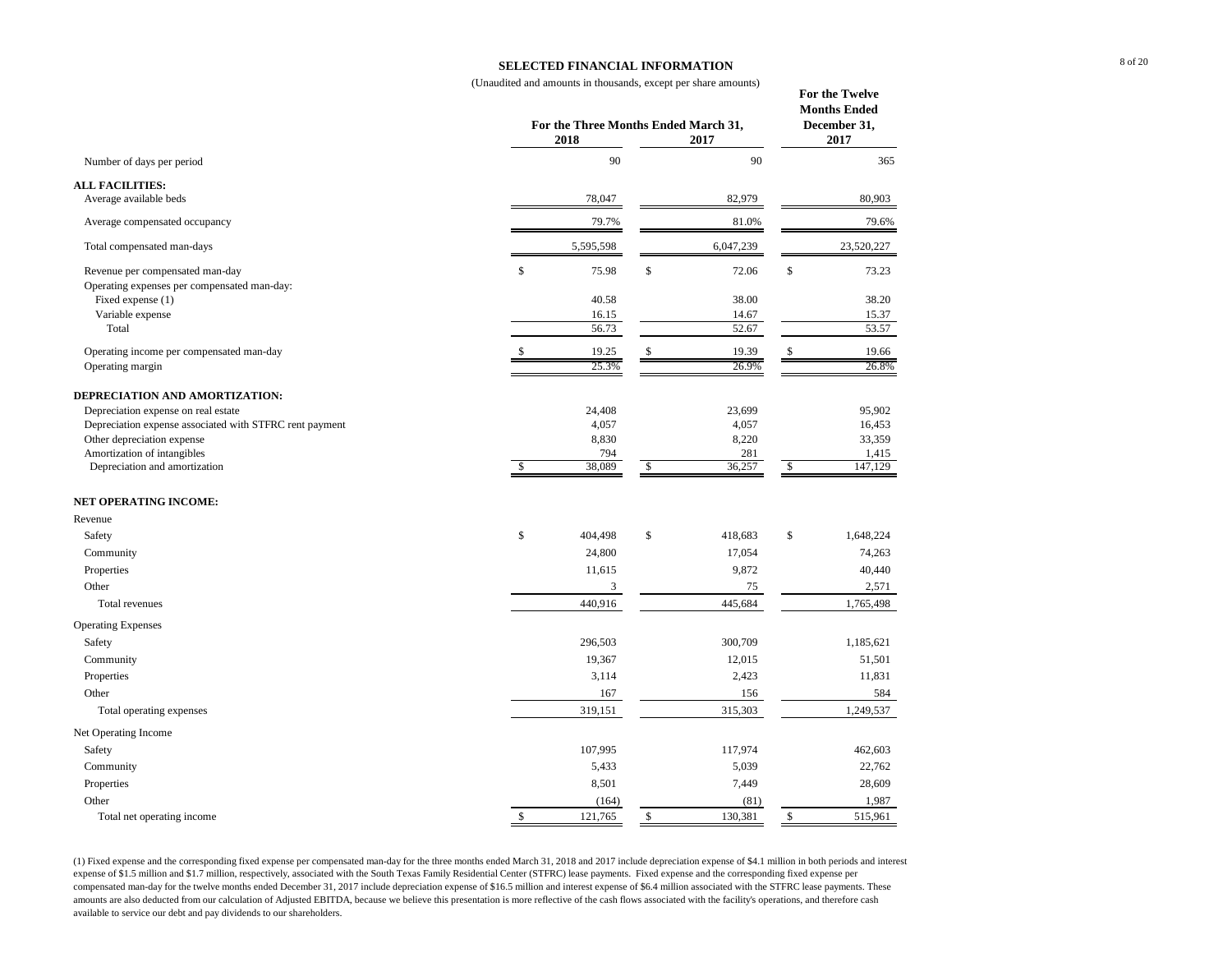# SELECTED FINANCIAL INFORMATION

(Unaudited and amounts in thousands, except per share amounts)

| | For the Three Months Ended March 31, 2018 | For the Three Months Ended March 31, 2017 | For the Twelve Months Ended December 31, 2017 |
|---|---|---|---|
| Number of days per period | 90 | 90 | 365 |
| **ALL FACILITIES:** | | | |
| Average available beds | 78,047 | 82,979 | 80,903 |
| Average compensated occupancy | 79.7% | 81.0% | 79.6% |
| Total compensated man-days | 5,595,598 | 6,047,239 | 23,520,227 |
| Revenue per compensated man-day | $ 75.98 | $ 72.06 | $ 73.23 |
| Operating expenses per compensated man-day: | | | |
| Fixed expense (1) | 40.58 | 38.00 | 38.20 |
| Variable expense | 16.15 | 14.67 | 15.37 |
| Total | 56.73 | 52.67 | 53.57 |
| Operating income per compensated man-day | $ 19.25 | $ 19.39 | $ 19.66 |
| Operating margin | 25.3% | 26.9% | 26.8% |
| **DEPRECIATION AND AMORTIZATION:** | | | |
| Depreciation expense on real estate | 24,408 | 23,699 | 95,902 |
| Depreciation expense associated with STFRC rent payment | 4,057 | 4,057 | 16,453 |
| Other depreciation expense | 8,830 | 8,220 | 33,359 |
| Amortization of intangibles | 794 | 281 | 1,415 |
| Depreciation and amortization | $ 38,089 | $ 36,257 | $ 147,129 |
| **NET OPERATING INCOME:** | | | |
| Revenue | | | |
| Safety | $ 404,498 | $ 418,683 | $ 1,648,224 |
| Community | 24,800 | 17,054 | 74,263 |
| Properties | 11,615 | 9,872 | 40,440 |
| Other | 3 | 75 | 2,571 |
| Total revenues | 440,916 | 445,684 | 1,765,498 |
| Operating Expenses | | | |
| Safety | 296,503 | 300,709 | 1,185,621 |
| Community | 19,367 | 12,015 | 51,501 |
| Properties | 3,114 | 2,423 | 11,831 |
| Other | 167 | 156 | 584 |
| Total operating expenses | 319,151 | 315,303 | 1,249,537 |
| Net Operating Income | | | |
| Safety | 107,995 | 117,974 | 462,603 |
| Community | 5,433 | 5,039 | 22,762 |
| Properties | 8,501 | 7,449 | 28,609 |
| Other | (164) | (81) | 1,987 |
| Total net operating income | $ 121,765 | $ 130,381 | $ 515,961 |

(1) Fixed expense and the corresponding fixed expense per compensated man-day for the three months ended March 31, 2018 and 2017 include depreciation expense of $4.1 million in both periods and interest expense of $1.5 million and $1.7 million, respectively, associated with the South Texas Family Residential Center (STFRC) lease payments. Fixed expense and the corresponding fixed expense per compensated man-day for the twelve months ended December 31, 2017 include depreciation expense of $16.5 million and interest expense of $6.4 million associated with the STFRC lease payments. These amounts are also deducted from our calculation of Adjusted EBITDA, because we believe this presentation is more reflective of the cash flows associated with the facility's operations, and therefore cash available to service our debt and pay dividends to our shareholders.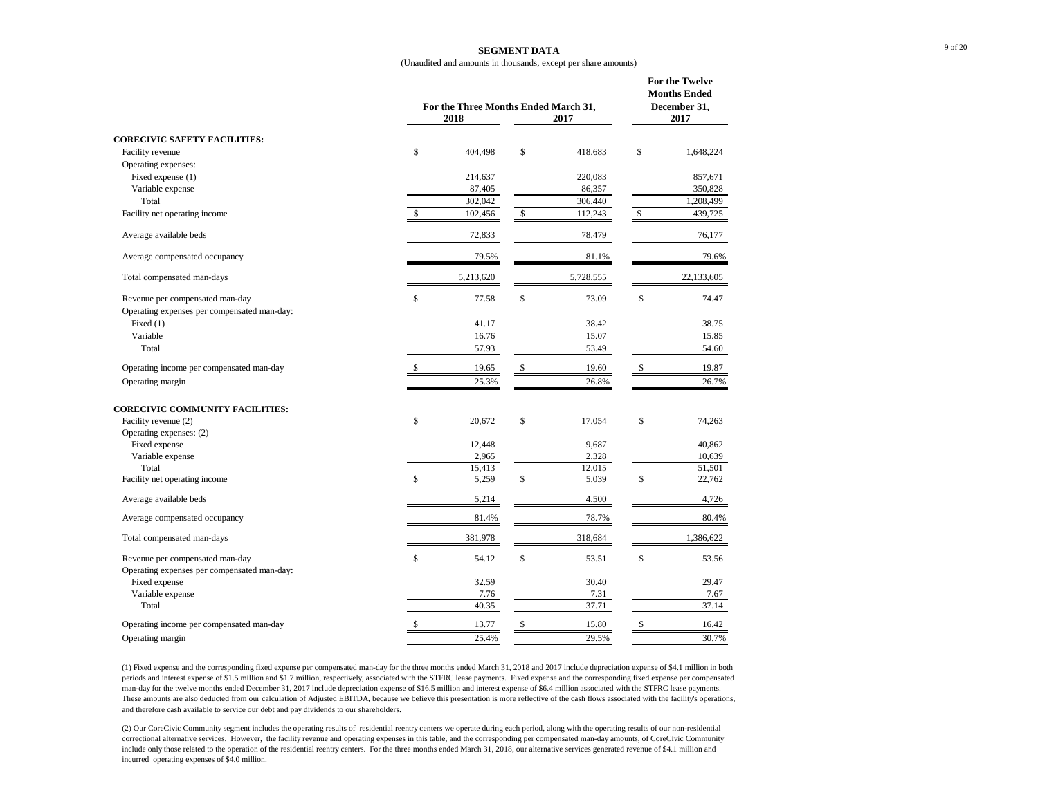## SEGMENT DATA

(Unaudited and amounts in thousands, except per share amounts)

| | For the Three Months Ended March 31, 2018 | For the Three Months Ended March 31, 2017 | For the Twelve Months Ended December 31, 2017 |
|---|---|---|---|
| **CORECIVIC SAFETY FACILITIES:** | | | |
| Facility revenue | $ 404,498 | $ 418,683 | $ 1,648,224 |
| Operating expenses: | | | |
| Fixed expense (1) | 214,637 | 220,083 | 857,671 |
| Variable expense | 87,405 | 86,357 | 350,828 |
| Total | 302,042 | 306,440 | 1,208,499 |
| Facility net operating income | $ 102,456 | $ 112,243 | $ 439,725 |
| Average available beds | 72,833 | 78,479 | 76,177 |
| Average compensated occupancy | 79.5% | 81.1% | 79.6% |
| Total compensated man-days | 5,213,620 | 5,728,555 | 22,133,605 |
| Revenue per compensated man-day | $ 77.58 | $ 73.09 | $ 74.47 |
| Operating expenses per compensated man-day: | | | |
| Fixed (1) | 41.17 | 38.42 | 38.75 |
| Variable | 16.76 | 15.07 | 15.85 |
| Total | 57.93 | 53.49 | 54.60 |
| Operating income per compensated man-day | $ 19.65 | $ 19.60 | $ 19.87 |
| Operating margin | 25.3% | 26.8% | 26.7% |
| **CORECIVIC COMMUNITY FACILITIES:** | | | |
| Facility revenue (2) | $ 20,672 | $ 17,054 | $ 74,263 |
| Operating expenses: (2) | | | |
| Fixed expense | 12,448 | 9,687 | 40,862 |
| Variable expense | 2,965 | 2,328 | 10,639 |
| Total | 15,413 | 12,015 | 51,501 |
| Facility net operating income | $ 5,259 | $ 5,039 | $ 22,762 |
| Average available beds | 5,214 | 4,500 | 4,726 |
| Average compensated occupancy | 81.4% | 78.7% | 80.4% |
| Total compensated man-days | 381,978 | 318,684 | 1,386,622 |
| Revenue per compensated man-day | $ 54.12 | $ 53.51 | $ 53.56 |
| Operating expenses per compensated man-day: | | | |
| Fixed expense | 32.59 | 30.40 | 29.47 |
| Variable expense | 7.76 | 7.31 | 7.67 |
| Total | 40.35 | 37.71 | 37.14 |
| Operating income per compensated man-day | $ 13.77 | $ 15.80 | $ 16.42 |
| Operating margin | 25.4% | 29.5% | 30.7% |

(1) Fixed expense and the corresponding fixed expense per compensated man-day for the three months ended March 31, 2018 and 2017 include depreciation expense of $4.1 million in both periods and interest expense of $1.5 million and $1.7 million, respectively, associated with the STFRC lease payments. Fixed expense and the corresponding fixed expense per compensated man-day for the twelve months ended December 31, 2017 include depreciation expense of $16.5 million and interest expense of $6.4 million associated with the STFRC lease payments. These amounts are also deducted from our calculation of Adjusted EBITDA, because we believe this presentation is more reflective of the cash flows associated with the facility's operations, and therefore cash available to service our debt and pay dividends to our shareholders.

(2) Our CoreCivic Community segment includes the operating results of residential reentry centers we operate during each period, along with the operating results of our non-residential correctional alternative services. However, the facility revenue and operating expenses in this table, and the corresponding per compensated man-day amounts, of CoreCivic Community include only those related to the operation of the residential reentry centers. For the three months ended March 31, 2018, our alternative services generated revenue of $4.1 million and incurred operating expenses of $4.0 million.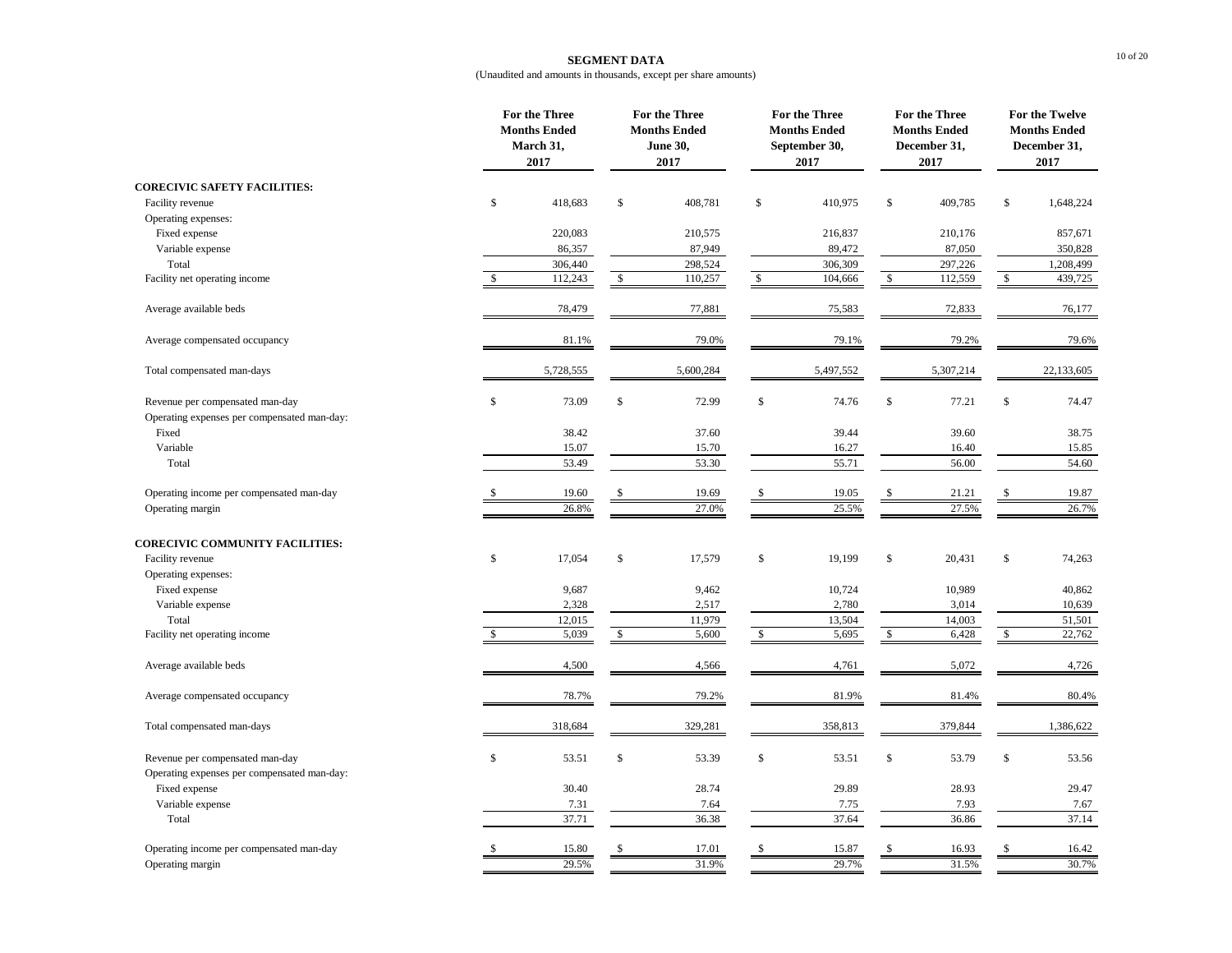## SEGMENT DATA

(Unaudited and amounts in thousands, except per share amounts)

| | For the Three Months Ended March 31, 2017 | For the Three Months Ended June 30, 2017 | For the Three Months Ended September 30, 2017 | For the Three Months Ended December 31, 2017 | For the Twelve Months Ended December 31, 2017 |
|---|---|---|---|---|---|
| **CORECIVIC SAFETY FACILITIES:** | | | | | |
| Facility revenue | $ 418,683 | $ 408,781 | $ 410,975 | $ 409,785 | $ 1,648,224 |
| Operating expenses: | | | | | |
| Fixed expense | 220,083 | 210,575 | 216,837 | 210,176 | 857,671 |
| Variable expense | 86,357 | 87,949 | 89,472 | 87,050 | 350,828 |
| Total | 306,440 | 298,524 | 306,309 | 297,226 | 1,208,499 |
| Facility net operating income | $ 112,243 | $ 110,257 | $ 104,666 | $ 112,559 | $ 439,725 |
| Average available beds | 78,479 | 77,881 | 75,583 | 72,833 | 76,177 |
| Average compensated occupancy | 81.1% | 79.0% | 79.1% | 79.2% | 79.6% |
| Total compensated man-days | 5,728,555 | 5,600,284 | 5,497,552 | 5,307,214 | 22,133,605 |
| Revenue per compensated man-day | $ 73.09 | $ 72.99 | $ 74.76 | $ 77.21 | $ 74.47 |
| Operating expenses per compensated man-day: | | | | | |
| Fixed | 38.42 | 37.60 | 39.44 | 39.60 | 38.75 |
| Variable | 15.07 | 15.70 | 16.27 | 16.40 | 15.85 |
| Total | 53.49 | 53.30 | 55.71 | 56.00 | 54.60 |
| Operating income per compensated man-day | $ 19.60 | $ 19.69 | $ 19.05 | $ 21.21 | $ 19.87 |
| Operating margin | 26.8% | 27.0% | 25.5% | 27.5% | 26.7% |
| **CORECIVIC COMMUNITY FACILITIES:** | | | | | |
| Facility revenue | $ 17,054 | $ 17,579 | $ 19,199 | $ 20,431 | $ 74,263 |
| Operating expenses: | | | | | |
| Fixed expense | 9,687 | 9,462 | 10,724 | 10,989 | 40,862 |
| Variable expense | 2,328 | 2,517 | 2,780 | 3,014 | 10,639 |
| Total | 12,015 | 11,979 | 13,504 | 14,003 | 51,501 |
| Facility net operating income | $ 5,039 | $ 5,600 | $ 5,695 | $ 6,428 | $ 22,762 |
| Average available beds | 4,500 | 4,566 | 4,761 | 5,072 | 4,726 |
| Average compensated occupancy | 78.7% | 79.2% | 81.9% | 81.4% | 80.4% |
| Total compensated man-days | 318,684 | 329,281 | 358,813 | 379,844 | 1,386,622 |
| Revenue per compensated man-day | $ 53.51 | $ 53.39 | $ 53.51 | $ 53.79 | $ 53.56 |
| Operating expenses per compensated man-day: | | | | | |
| Fixed expense | 30.40 | 28.74 | 29.89 | 28.93 | 29.47 |
| Variable expense | 7.31 | 7.64 | 7.75 | 7.93 | 7.67 |
| Total | 37.71 | 36.38 | 37.64 | 36.86 | 37.14 |
| Operating income per compensated man-day | $ 15.80 | $ 17.01 | $ 15.87 | $ 16.93 | $ 16.42 |
| Operating margin | 29.5% | 31.9% | 29.7% | 31.5% | 30.7% |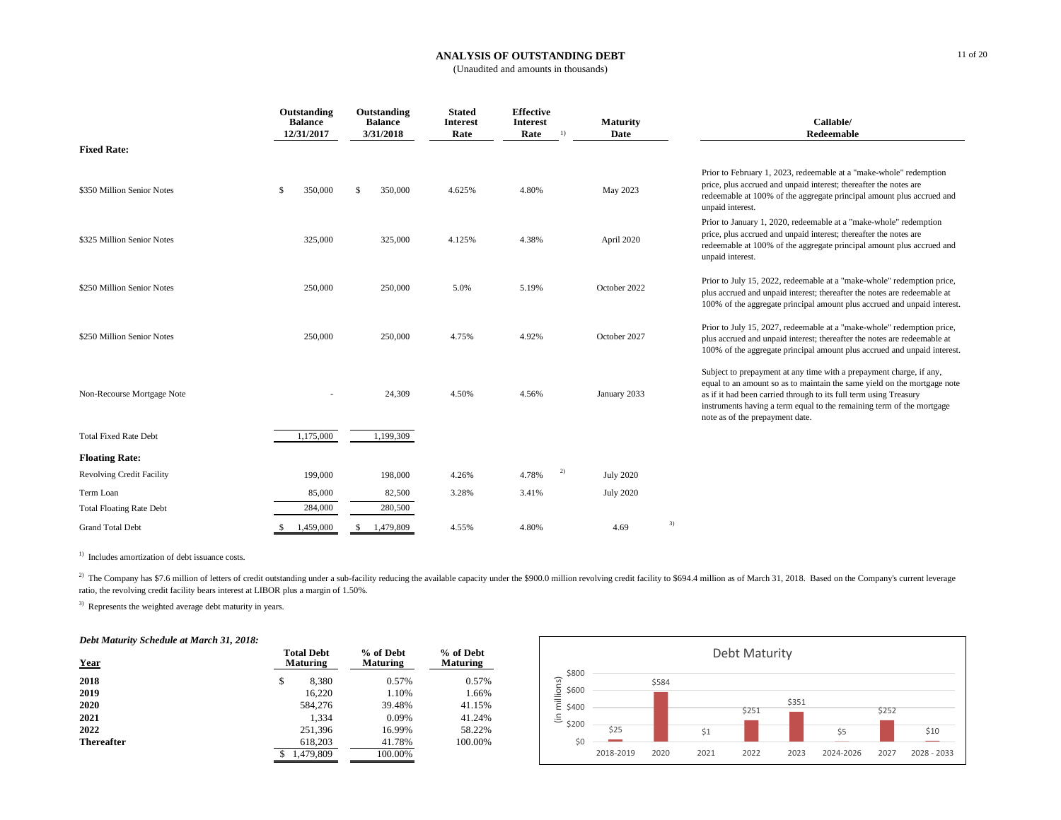# ANALYSIS OF OUTSTANDING DEBT

(Unaudited and amounts in thousands)

| | Outstanding Balance 12/31/2017 | Outstanding Balance 3/31/2018 | Stated Interest Rate | Effective Interest Rate [1] | Maturity Date | Callable/ Redeemable |
|---|---|---|---|---|---|---|
| **Fixed Rate:** | | | | | | |
| $350 Million Senior Notes | $ 350,000 | $ 350,000 | 4.625% | 4.80% | May 2023 | Prior to February 1, 2023, redeemable at a "make-whole" redemption price, plus accrued and unpaid interest; thereafter the notes are redeemable at 100% of the aggregate principal amount plus accrued and unpaid interest. |
| $325 Million Senior Notes | 325,000 | 325,000 | 4.125% | 4.38% | April 2020 | Prior to January 1, 2020, redeemable at a "make-whole" redemption price, plus accrued and unpaid interest; thereafter the notes are redeemable at 100% of the aggregate principal amount plus accrued and unpaid interest. |
| $250 Million Senior Notes | 250,000 | 250,000 | 5.0% | 5.19% | October 2022 | Prior to July 15, 2022, redeemable at a "make-whole" redemption price, plus accrued and unpaid interest; thereafter the notes are redeemable at 100% of the aggregate principal amount plus accrued and unpaid interest. |
| $250 Million Senior Notes | 250,000 | 250,000 | 4.75% | 4.92% | October 2027 | Prior to July 15, 2027, redeemable at a "make-whole" redemption price, plus accrued and unpaid interest; thereafter the notes are redeemable at 100% of the aggregate principal amount plus accrued and unpaid interest. |
| Non-Recourse Mortgage Note | - | 24,309 | 4.50% | 4.56% | January 2033 | Subject to prepayment at any time with a prepayment charge, if any, equal to an amount so as to maintain the same yield on the mortgage note as if it had been carried through to its full term using Treasury instruments having a term equal to the remaining term of the mortgage note as of the prepayment date. |
| Total Fixed Rate Debt | 1,175,000 | 1,199,309 | | | | |
| **Floating Rate:** | | | | | | |
| Revolving Credit Facility | 199,000 | 198,000 | 4.26% | 4.78% [2] | July 2020 | |
| Term Loan | 85,000 | 82,500 | 3.28% | 3.41% | July 2020 | |
| Total Floating Rate Debt | 284,000 | 280,500 | | | | |
| Grand Total Debt | $ 1,459,000 | $ 1,479,809 | 4.55% | 4.80% | 4.69 [3] | |

[1] Includes amortization of debt issuance costs.

[2] The Company has $7.6 million of letters of credit outstanding under a sub-facility reducing the available capacity under the $900.0 million revolving credit facility to $694.4 million as of March 31, 2018. Based on the Company's current leverage ratio, the revolving credit facility bears interest at LIBOR plus a margin of 1.50%.

[3] Represents the weighted average debt maturity in years.

***Debt Maturity Schedule at March 31, 2018:***

| Year | Total Debt Maturing | % of Debt Maturing | % of Debt Maturing |
|---|---|---|---|
| **2018** | $ 8,380 | 0.57% | 0.57% |
| **2019** | 16,220 | 1.10% | 1.66% |
| **2020** | 584,276 | 39.48% | 41.15% |
| **2021** | 1,334 | 0.09% | 41.24% |
| **2022** | 251,396 | 16.99% | 58.22% |
| **Thereafter** | 618,203 | 41.78% | 100.00% |
| | $ 1,479,809 | 100.00% | |

**Debt Maturity**

(in millions)

| 2018-2019 | 2020 | 2021 | 2022 | 2023 | 2024-2026 | 2027 | 2028 - 2033 |
|---|---|---|---|---|---|---|---|
| $25 | $584 | $1 | $251 | $351 | $5 | $252 | $10 |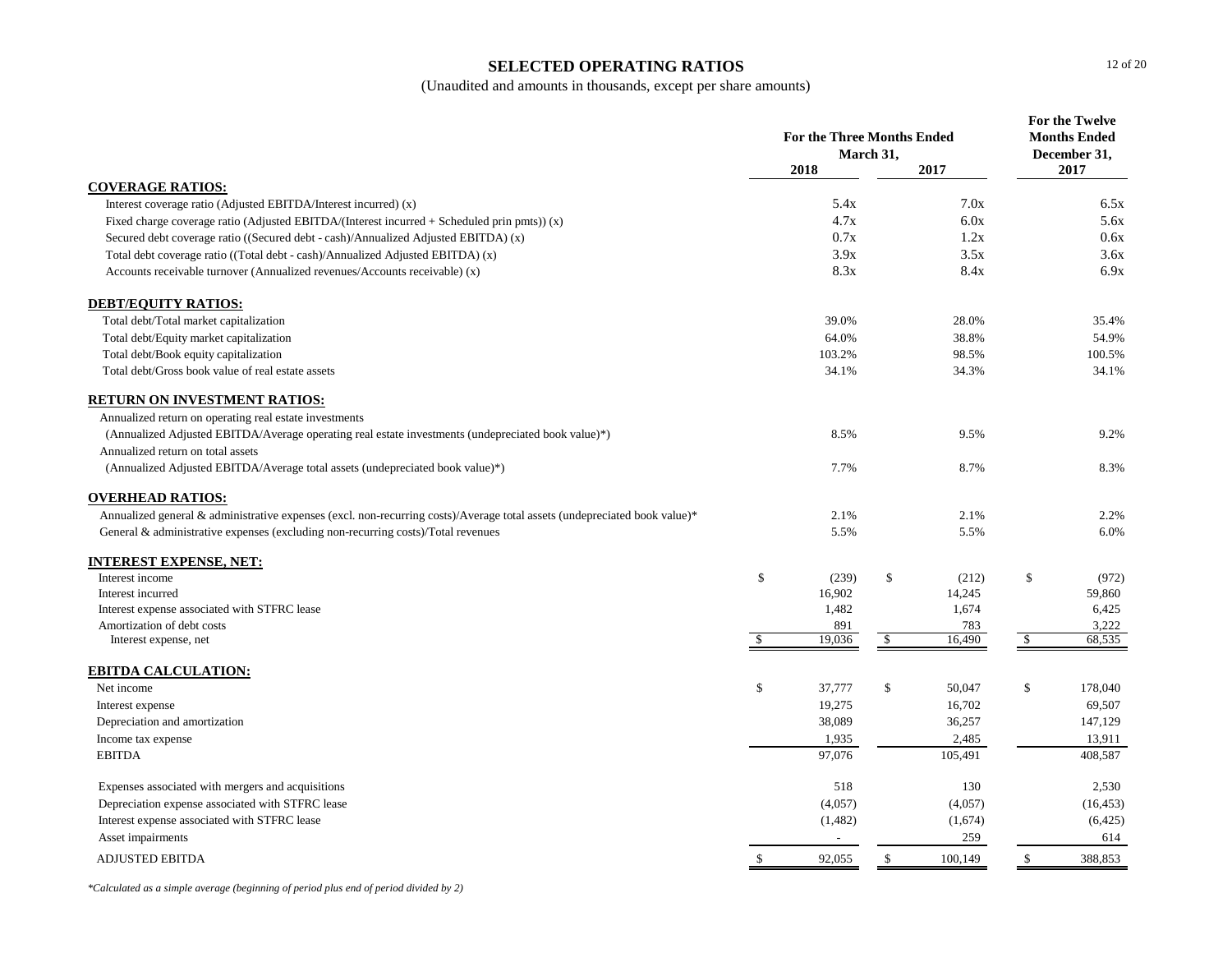# SELECTED OPERATING RATIOS

(Unaudited and amounts in thousands, except per share amounts)

| | For the Three Months Ended March 31, 2018 | For the Three Months Ended March 31, 2017 | For the Twelve Months Ended December 31, 2017 |
|---|---|---|---|
| **COVERAGE RATIOS:** | | | |
| Interest coverage ratio (Adjusted EBITDA/Interest incurred) (x) | 5.4x | 7.0x | 6.5x |
| Fixed charge coverage ratio (Adjusted EBITDA/(Interest incurred + Scheduled prin pmts)) (x) | 4.7x | 6.0x | 5.6x |
| Secured debt coverage ratio ((Secured debt - cash)/Annualized Adjusted EBITDA) (x) | 0.7x | 1.2x | 0.6x |
| Total debt coverage ratio ((Total debt - cash)/Annualized Adjusted EBITDA) (x) | 3.9x | 3.5x | 3.6x |
| Accounts receivable turnover (Annualized revenues/Accounts receivable) (x) | 8.3x | 8.4x | 6.9x |
| **DEBT/EQUITY RATIOS:** | | | |
| Total debt/Total market capitalization | 39.0% | 28.0% | 35.4% |
| Total debt/Equity market capitalization | 64.0% | 38.8% | 54.9% |
| Total debt/Book equity capitalization | 103.2% | 98.5% | 100.5% |
| Total debt/Gross book value of real estate assets | 34.1% | 34.3% | 34.1% |
| **RETURN ON INVESTMENT RATIOS:** | | | |
| Annualized return on operating real estate investments | | | |
| (Annualized Adjusted EBITDA/Average operating real estate investments (undepreciated book value)*) | 8.5% | 9.5% | 9.2% |
| Annualized return on total assets | | | |
| (Annualized Adjusted EBITDA/Average total assets (undepreciated book value)*) | 7.7% | 8.7% | 8.3% |
| **OVERHEAD RATIOS:** | | | |
| Annualized general & administrative expenses (excl. non-recurring costs)/Average total assets (undepreciated book value)* | 2.1% | 2.1% | 2.2% |
| General & administrative expenses (excluding non-recurring costs)/Total revenues | 5.5% | 5.5% | 6.0% |
| **INTEREST EXPENSE, NET:** | | | |
| Interest income | $ (239) | $ (212) | $ (972) |
| Interest incurred | 16,902 | 14,245 | 59,860 |
| Interest expense associated with STFRC lease | 1,482 | 1,674 | 6,425 |
| Amortization of debt costs | 891 | 783 | 3,222 |
| Interest expense, net | $ 19,036 | $ 16,490 | $ 68,535 |
| **EBITDA CALCULATION:** | | | |
| Net income | $ 37,777 | $ 50,047 | $ 178,040 |
| Interest expense | 19,275 | 16,702 | 69,507 |
| Depreciation and amortization | 38,089 | 36,257 | 147,129 |
| Income tax expense | 1,935 | 2,485 | 13,911 |
| EBITDA | 97,076 | 105,491 | 408,587 |
| Expenses associated with mergers and acquisitions | 518 | 130 | 2,530 |
| Depreciation expense associated with STFRC lease | (4,057) | (4,057) | (16,453) |
| Interest expense associated with STFRC lease | (1,482) | (1,674) | (6,425) |
| Asset impairments | - | 259 | 614 |
| ADJUSTED EBITDA | $ 92,055 | $ 100,149 | $ 388,853 |

*Calculated as a simple average (beginning of period plus end of period divided by 2)*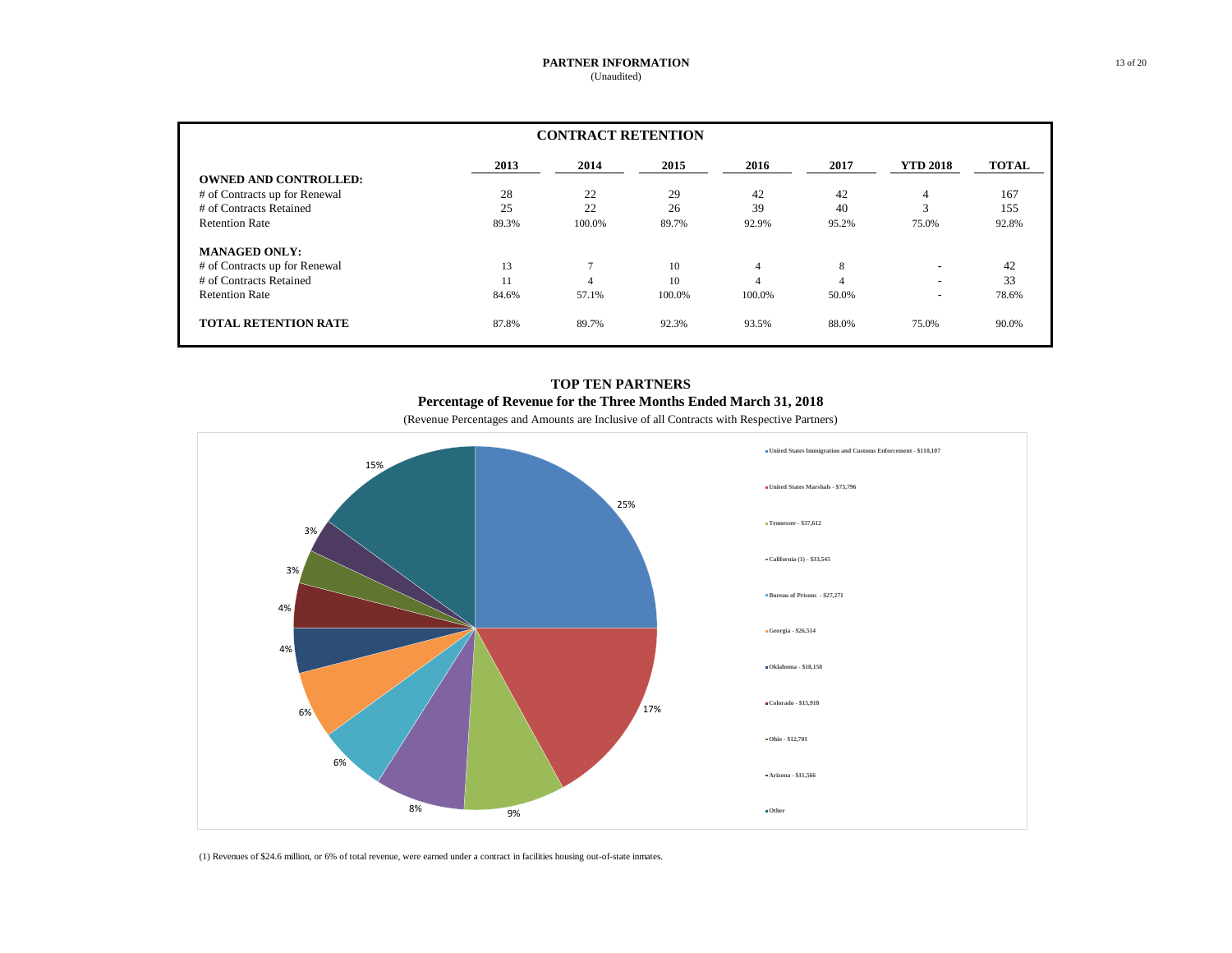## PARTNER INFORMATION
(Unaudited)

| CONTRACT RETENTION | 2013 | 2014 | 2015 | 2016 | 2017 | YTD 2018 | TOTAL |
|---|---|---|---|---|---|---|---|
| **OWNED AND CONTROLLED:** | | | | | | | |
| # of Contracts up for Renewal | 28 | 22 | 29 | 42 | 42 | 4 | 167 |
| # of Contracts Retained | 25 | 22 | 26 | 39 | 40 | 3 | 155 |
| Retention Rate | 89.3% | 100.0% | 89.7% | 92.9% | 95.2% | 75.0% | 92.8% |
| **MANAGED ONLY:** | | | | | | | |
| # of Contracts up for Renewal | 13 | 7 | 10 | 4 | 8 | - | 42 |
| # of Contracts Retained | 11 | 4 | 10 | 4 | 4 | - | 33 |
| Retention Rate | 84.6% | 57.1% | 100.0% | 100.0% | 50.0% | - | 78.6% |
| **TOTAL RETENTION RATE** | 87.8% | 89.7% | 92.3% | 93.5% | 88.0% | 75.0% | 90.0% |

### TOP TEN PARTNERS
### Percentage of Revenue for the Three Months Ended March 31, 2018
(Revenue Percentages and Amounts are Inclusive of all Contracts with Respective Partners)

| Partner | Percentage |
|---|---|
| United States Immigration and Customs Enforcement - $110,107 | 25% |
| United States Marshals - $73,796 | 17% |
| Tennessee - $37,612 | 9% |
| California (1) - $33,545 | 8% |
| Bureau of Prisons - $27,271 | 6% |
| Georgia - $26,514 | 6% |
| Oklahoma - $18,158 | 4% |
| Colorado - $15,918 | 4% |
| Ohio - $12,701 | 3% |
| Arizona - $11,566 | 3% |
| Other | 15% |

(1) Revenues of $24.6 million, or 6% of total revenue, were earned under a contract in facilities housing out-of-state inmates.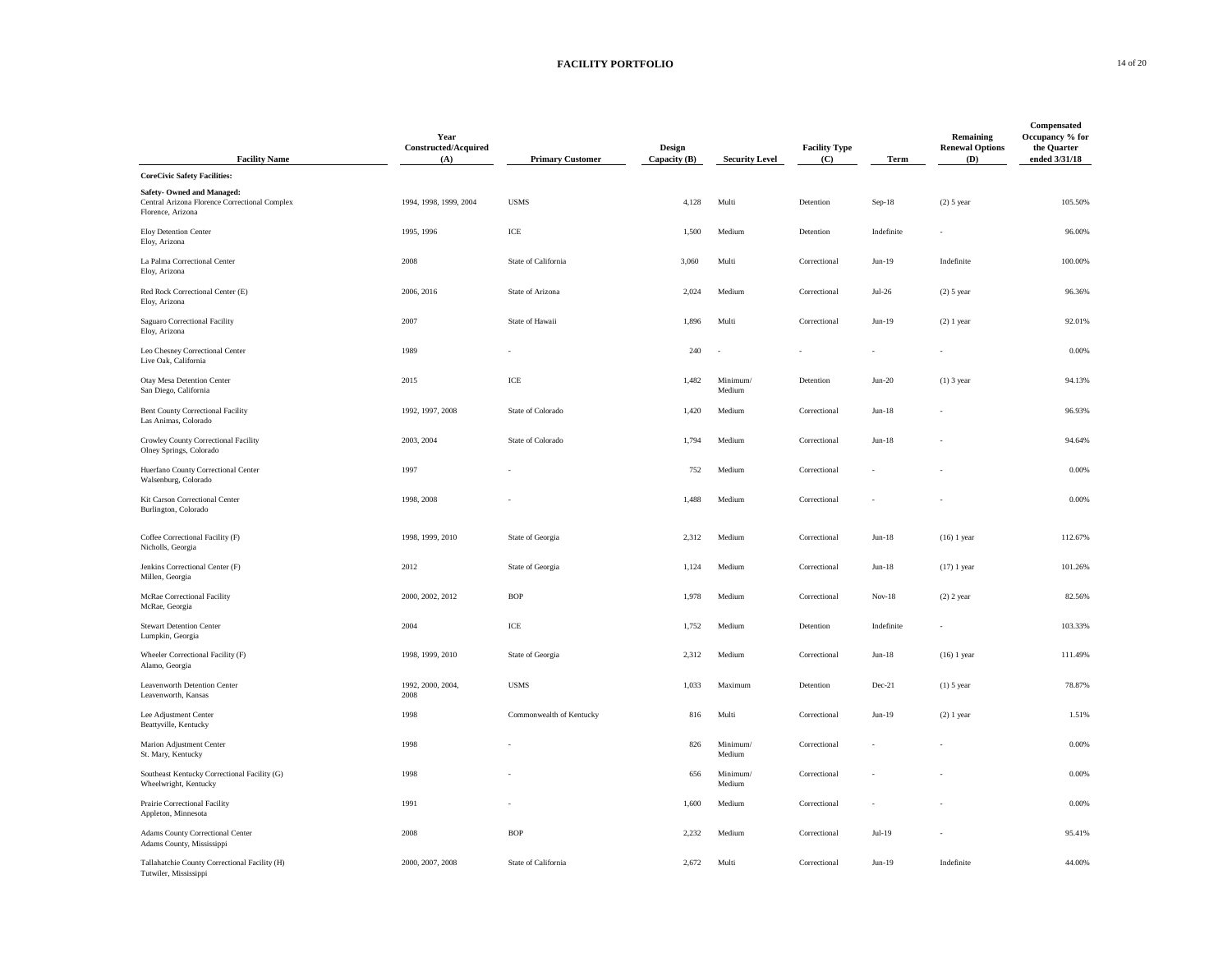# FACILITY PORTFOLIO

| Facility Name | Year Constructed/Acquired (A) | Primary Customer | Design Capacity (B) | Security Level | Facility Type (C) | Term | Remaining Renewal Options (D) | Compensated Occupancy % for the Quarter ended 3/31/18 |
|---|---|---|---|---|---|---|---|---|
| **CoreCivic Safety Facilities:** | | | | | | | | |
| **Safety- Owned and Managed:** | | | | | | | | |
| Central Arizona Florence Correctional Complex<br>Florence, Arizona | 1994, 1998, 1999, 2004 | USMS | 4,128 | Multi | Detention | Sep-18 | (2) 5 year | 105.50% |
| Eloy Detention Center<br>Eloy, Arizona | 1995, 1996 | ICE | 1,500 | Medium | Detention | Indefinite | - | 96.00% |
| La Palma Correctional Center<br>Eloy, Arizona | 2008 | State of California | 3,060 | Multi | Correctional | Jun-19 | Indefinite | 100.00% |
| Red Rock Correctional Center (E)<br>Eloy, Arizona | 2006, 2016 | State of Arizona | 2,024 | Medium | Correctional | Jul-26 | (2) 5 year | 96.36% |
| Saguaro Correctional Facility<br>Eloy, Arizona | 2007 | State of Hawaii | 1,896 | Multi | Correctional | Jun-19 | (2) 1 year | 92.01% |
| Leo Chesney Correctional Center<br>Live Oak, California | 1989 | - | 240 | - | - | - | - | 0.00% |
| Otay Mesa Detention Center<br>San Diego, California | 2015 | ICE | 1,482 | Minimum/ Medium | Detention | Jun-20 | (1) 3 year | 94.13% |
| Bent County Correctional Facility<br>Las Animas, Colorado | 1992, 1997, 2008 | State of Colorado | 1,420 | Medium | Correctional | Jun-18 | - | 96.93% |
| Crowley County Correctional Facility<br>Olney Springs, Colorado | 2003, 2004 | State of Colorado | 1,794 | Medium | Correctional | Jun-18 | - | 94.64% |
| Huerfano County Correctional Center<br>Walsenburg, Colorado | 1997 | - | 752 | Medium | Correctional | - | - | 0.00% |
| Kit Carson Correctional Center<br>Burlington, Colorado | 1998, 2008 | - | 1,488 | Medium | Correctional | - | - | 0.00% |
| Coffee Correctional Facility (F)<br>Nicholls, Georgia | 1998, 1999, 2010 | State of Georgia | 2,312 | Medium | Correctional | Jun-18 | (16) 1 year | 112.67% |
| Jenkins Correctional Center (F)<br>Millen, Georgia | 2012 | State of Georgia | 1,124 | Medium | Correctional | Jun-18 | (17) 1 year | 101.26% |
| McRae Correctional Facility<br>McRae, Georgia | 2000, 2002, 2012 | BOP | 1,978 | Medium | Correctional | Nov-18 | (2) 2 year | 82.56% |
| Stewart Detention Center<br>Lumpkin, Georgia | 2004 | ICE | 1,752 | Medium | Detention | Indefinite | - | 103.33% |
| Wheeler Correctional Facility (F)<br>Alamo, Georgia | 1998, 1999, 2010 | State of Georgia | 2,312 | Medium | Correctional | Jun-18 | (16) 1 year | 111.49% |
| Leavenworth Detention Center<br>Leavenworth, Kansas | 1992, 2000, 2004, 2008 | USMS | 1,033 | Maximum | Detention | Dec-21 | (1) 5 year | 78.87% |
| Lee Adjustment Center<br>Beattyville, Kentucky | 1998 | Commonwealth of Kentucky | 816 | Multi | Correctional | Jun-19 | (2) 1 year | 1.51% |
| Marion Adjustment Center<br>St. Mary, Kentucky | 1998 | - | 826 | Minimum/ Medium | Correctional | - | - | 0.00% |
| Southeast Kentucky Correctional Facility (G)<br>Wheelwright, Kentucky | 1998 | - | 656 | Minimum/ Medium | Correctional | - | - | 0.00% |
| Prairie Correctional Facility<br>Appleton, Minnesota | 1991 | - | 1,600 | Medium | Correctional | - | - | 0.00% |
| Adams County Correctional Center<br>Adams County, Mississippi | 2008 | BOP | 2,232 | Medium | Correctional | Jul-19 | - | 95.41% |
| Tallahatchie County Correctional Facility (H)<br>Tutwiler, Mississippi | 2000, 2007, 2008 | State of California | 2,672 | Multi | Correctional | Jun-19 | Indefinite | 44.00% |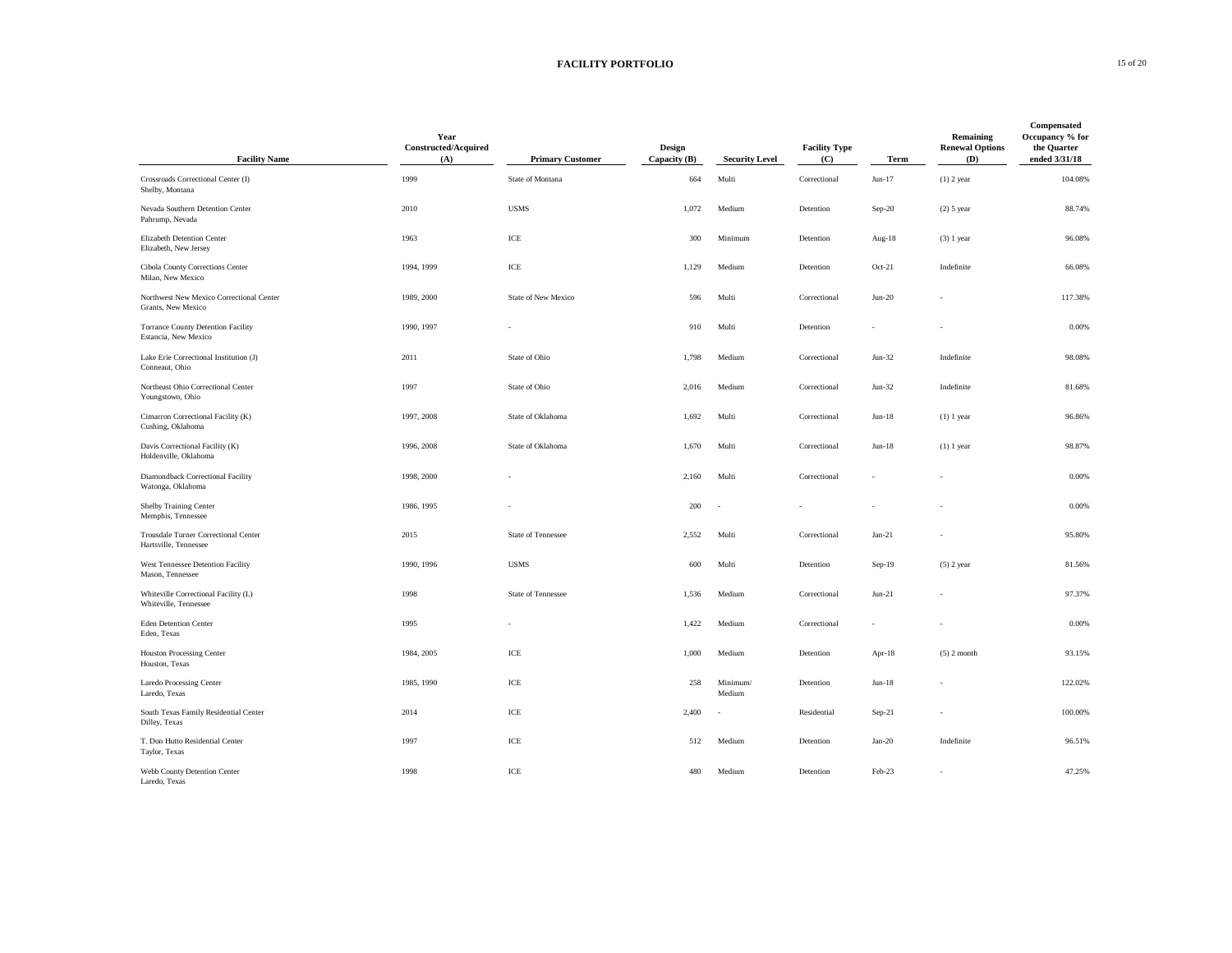## FACILITY PORTFOLIO

| Facility Name | Year Constructed/Acquired (A) | Primary Customer | Design Capacity (B) | Security Level | Facility Type (C) | Term | Remaining Renewal Options (D) | Compensated Occupancy % for the Quarter ended 3/31/18 |
|---|---|---|---|---|---|---|---|---|
| Crossroads Correctional Center (I)<br>Shelby, Montana | 1999 | State of Montana | 664 | Multi | Correctional | Jun-17 | (1) 2 year | 104.08% |
| Nevada Southern Detention Center<br>Pahrump, Nevada | 2010 | USMS | 1,072 | Medium | Detention | Sep-20 | (2) 5 year | 88.74% |
| Elizabeth Detention Center<br>Elizabeth, New Jersey | 1963 | ICE | 300 | Minimum | Detention | Aug-18 | (3) 1 year | 96.08% |
| Cibola County Corrections Center<br>Milan, New Mexico | 1994, 1999 | ICE | 1,129 | Medium | Detention | Oct-21 | Indefinite | 66.08% |
| Northwest New Mexico Correctional Center<br>Grants, New Mexico | 1989, 2000 | State of New Mexico | 596 | Multi | Correctional | Jun-20 | - | 117.38% |
| Torrance County Detention Facility<br>Estancia, New Mexico | 1990, 1997 | - | 910 | Multi | Detention | - | - | 0.00% |
| Lake Erie Correctional Institution (J)<br>Conneaut, Ohio | 2011 | State of Ohio | 1,798 | Medium | Correctional | Jun-32 | Indefinite | 98.08% |
| Northeast Ohio Correctional Center<br>Youngstown, Ohio | 1997 | State of Ohio | 2,016 | Medium | Correctional | Jun-32 | Indefinite | 81.68% |
| Cimarron Correctional Facility (K)<br>Cushing, Oklahoma | 1997, 2008 | State of Oklahoma | 1,692 | Multi | Correctional | Jun-18 | (1) 1 year | 96.86% |
| Davis Correctional Facility (K)<br>Holdenville, Oklahoma | 1996, 2008 | State of Oklahoma | 1,670 | Multi | Correctional | Jun-18 | (1) 1 year | 98.87% |
| Diamondback Correctional Facility<br>Watonga, Oklahoma | 1998, 2000 | - | 2,160 | Multi | Correctional | - | - | 0.00% |
| Shelby Training Center<br>Memphis, Tennessee | 1986, 1995 | - | 200 | - | - | - | - | 0.00% |
| Trousdale Turner Correctional Center<br>Hartsville, Tennessee | 2015 | State of Tennessee | 2,552 | Multi | Correctional | Jan-21 | - | 95.80% |
| West Tennessee Detention Facility<br>Mason, Tennessee | 1990, 1996 | USMS | 600 | Multi | Detention | Sep-19 | (5) 2 year | 81.56% |
| Whiteville Correctional Facility (L)<br>Whiteville, Tennessee | 1998 | State of Tennessee | 1,536 | Medium | Correctional | Jun-21 | - | 97.37% |
| Eden Detention Center<br>Eden, Texas | 1995 | - | 1,422 | Medium | Correctional | - | - | 0.00% |
| Houston Processing Center<br>Houston, Texas | 1984, 2005 | ICE | 1,000 | Medium | Detention | Apr-18 | (5) 2 month | 93.15% |
| Laredo Processing Center<br>Laredo, Texas | 1985, 1990 | ICE | 258 | Minimum/ Medium | Detention | Jun-18 | - | 122.02% |
| South Texas Family Residential Center<br>Dilley, Texas | 2014 | ICE | 2,400 | - | Residential | Sep-21 | - | 100.00% |
| T. Don Hutto Residential Center<br>Taylor, Texas | 1997 | ICE | 512 | Medium | Detention | Jan-20 | Indefinite | 96.51% |
| Webb County Detention Center<br>Laredo, Texas | 1998 | ICE | 480 | Medium | Detention | Feb-23 | - | 47.25% |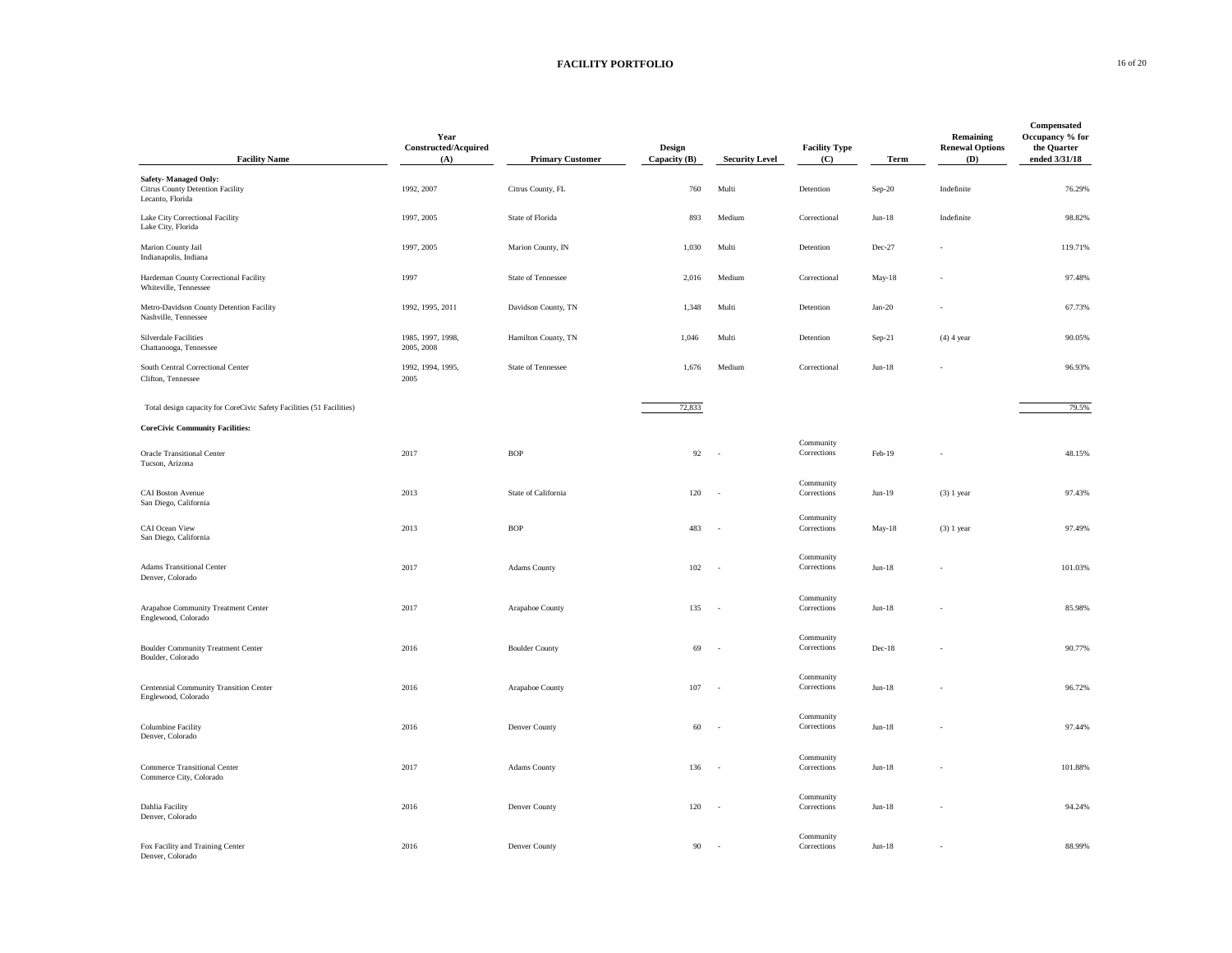# FACILITY PORTFOLIO

| Facility Name | Year Constructed/Acquired (A) | Primary Customer | Design Capacity (B) | Security Level | Facility Type (C) | Term | Remaining Renewal Options (D) | Compensated Occupancy % for the Quarter ended 3/31/18 |
|---|---|---|---|---|---|---|---|---|
| **Safety- Managed Only:** | | | | | | | | |
| Citrus County Detention Facility<br>Lecanto, Florida | 1992, 2007 | Citrus County, FL | 760 | Multi | Detention | Sep-20 | Indefinite | 76.29% |
| Lake City Correctional Facility<br>Lake City, Florida | 1997, 2005 | State of Florida | 893 | Medium | Correctional | Jun-18 | Indefinite | 98.82% |
| Marion County Jail<br>Indianapolis, Indiana | 1997, 2005 | Marion County, IN | 1,030 | Multi | Detention | Dec-27 | - | 119.71% |
| Hardeman County Correctional Facility<br>Whiteville, Tennessee | 1997 | State of Tennessee | 2,016 | Medium | Correctional | May-18 | - | 97.48% |
| Metro-Davidson County Detention Facility<br>Nashville, Tennessee | 1992, 1995, 2011 | Davidson County, TN | 1,348 | Multi | Detention | Jan-20 | - | 67.73% |
| Silverdale Facilities<br>Chattanooga, Tennessee | 1985, 1997, 1998, 2005, 2008 | Hamilton County, TN | 1,046 | Multi | Detention | Sep-21 | (4) 4 year | 90.05% |
| South Central Correctional Center<br>Clifton, Tennessee | 1992, 1994, 1995, 2005 | State of Tennessee | 1,676 | Medium | Correctional | Jun-18 | - | 96.93% |
| Total design capacity for CoreCivic Safety Facilities (51 Facilities) | | | 72,833 | | | | | 79.5% |
| **CoreCivic Community Facilities:** | | | | | | | | |
| Oracle Transitional Center<br>Tucson, Arizona | 2017 | BOP | 92 | - | Community Corrections | Feb-19 | - | 48.15% |
| CAI Boston Avenue<br>San Diego, California | 2013 | State of California | 120 | - | Community Corrections | Jun-19 | (3) 1 year | 97.43% |
| CAI Ocean View<br>San Diego, California | 2013 | BOP | 483 | - | Community Corrections | May-18 | (3) 1 year | 97.49% |
| Adams Transitional Center<br>Denver, Colorado | 2017 | Adams County | 102 | - | Community Corrections | Jun-18 | - | 101.03% |
| Arapahoe Community Treatment Center<br>Englewood, Colorado | 2017 | Arapahoe County | 135 | - | Community Corrections | Jun-18 | - | 85.98% |
| Boulder Community Treatment Center<br>Boulder, Colorado | 2016 | Boulder County | 69 | - | Community Corrections | Dec-18 | - | 90.77% |
| Centennial Community Transition Center<br>Englewood, Colorado | 2016 | Arapahoe County | 107 | - | Community Corrections | Jun-18 | - | 96.72% |
| Columbine Facility<br>Denver, Colorado | 2016 | Denver County | 60 | - | Community Corrections | Jun-18 | - | 97.44% |
| Commerce Transitional Center<br>Commerce City, Colorado | 2017 | Adams County | 136 | - | Community Corrections | Jun-18 | - | 101.88% |
| Dahlia Facility<br>Denver, Colorado | 2016 | Denver County | 120 | - | Community Corrections | Jun-18 | - | 94.24% |
| Fox Facility and Training Center<br>Denver, Colorado | 2016 | Denver County | 90 | - | Community Corrections | Jun-18 | - | 88.99% |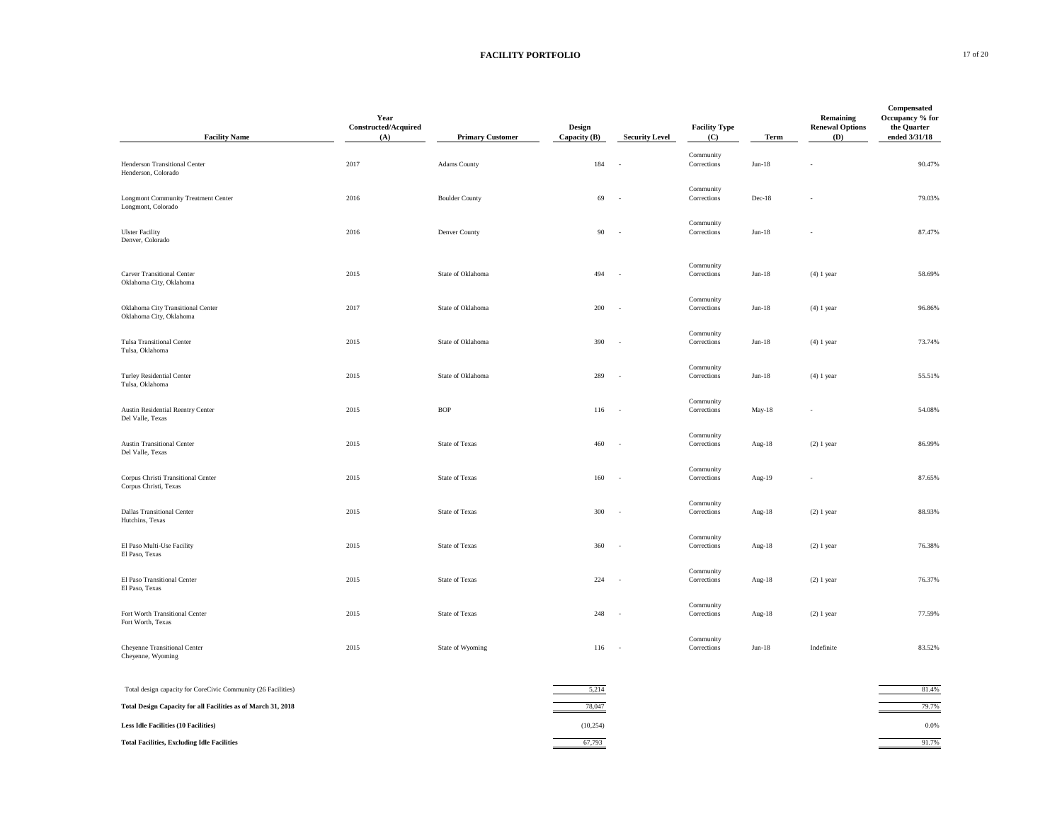# FACILITY PORTFOLIO

| Facility Name | Year Constructed/Acquired (A) | Primary Customer | Design Capacity (B) | Security Level | Facility Type (C) | Term | Remaining Renewal Options (D) | Compensated Occupancy % for the Quarter ended 3/31/18 |
|---|---|---|---|---|---|---|---|---|
| Henderson Transitional Center<br>Henderson, Colorado | 2017 | Adams County | 184 | - | Community Corrections | Jun-18 | - | 90.47% |
| Longmont Community Treatment Center<br>Longmont, Colorado | 2016 | Boulder County | 69 | - | Community Corrections | Dec-18 | - | 79.03% |
| Ulster Facility<br>Denver, Colorado | 2016 | Denver County | 90 | - | Community Corrections | Jun-18 | - | 87.47% |
| Carver Transitional Center<br>Oklahoma City, Oklahoma | 2015 | State of Oklahoma | 494 | - | Community Corrections | Jun-18 | (4) 1 year | 58.69% |
| Oklahoma City Transitional Center<br>Oklahoma City, Oklahoma | 2017 | State of Oklahoma | 200 | - | Community Corrections | Jun-18 | (4) 1 year | 96.86% |
| Tulsa Transitional Center<br>Tulsa, Oklahoma | 2015 | State of Oklahoma | 390 | - | Community Corrections | Jun-18 | (4) 1 year | 73.74% |
| Turley Residential Center<br>Tulsa, Oklahoma | 2015 | State of Oklahoma | 289 | - | Community Corrections | Jun-18 | (4) 1 year | 55.51% |
| Austin Residential Reentry Center<br>Del Valle, Texas | 2015 | BOP | 116 | - | Community Corrections | May-18 | - | 54.08% |
| Austin Transitional Center<br>Del Valle, Texas | 2015 | State of Texas | 460 | - | Community Corrections | Aug-18 | (2) 1 year | 86.99% |
| Corpus Christi Transitional Center<br>Corpus Christi, Texas | 2015 | State of Texas | 160 | - | Community Corrections | Aug-19 | - | 87.65% |
| Dallas Transitional Center<br>Hutchins, Texas | 2015 | State of Texas | 300 | - | Community Corrections | Aug-18 | (2) 1 year | 88.93% |
| El Paso Multi-Use Facility<br>El Paso, Texas | 2015 | State of Texas | 360 | - | Community Corrections | Aug-18 | (2) 1 year | 76.38% |
| El Paso Transitional Center<br>El Paso, Texas | 2015 | State of Texas | 224 | - | Community Corrections | Aug-18 | (2) 1 year | 76.37% |
| Fort Worth Transitional Center<br>Fort Worth, Texas | 2015 | State of Texas | 248 | - | Community Corrections | Aug-18 | (2) 1 year | 77.59% |
| Cheyenne Transitional Center<br>Cheyenne, Wyoming | 2015 | State of Wyoming | 116 | - | Community Corrections | Jun-18 | Indefinite | 83.52% |
| Total design capacity for CoreCivic Community (26 Facilities) | | | 5,214 | | | | | 81.4% |
| **Total Design Capacity for all Facilities as of March 31, 2018** | | | 78,047 | | | | | 79.7% |
| **Less Idle Facilities (10 Facilities)** | | | (10,254) | | | | | 0.0% |
| **Total Facilities, Excluding Idle Facilities** | | | 67,793 | | | | | 91.7% |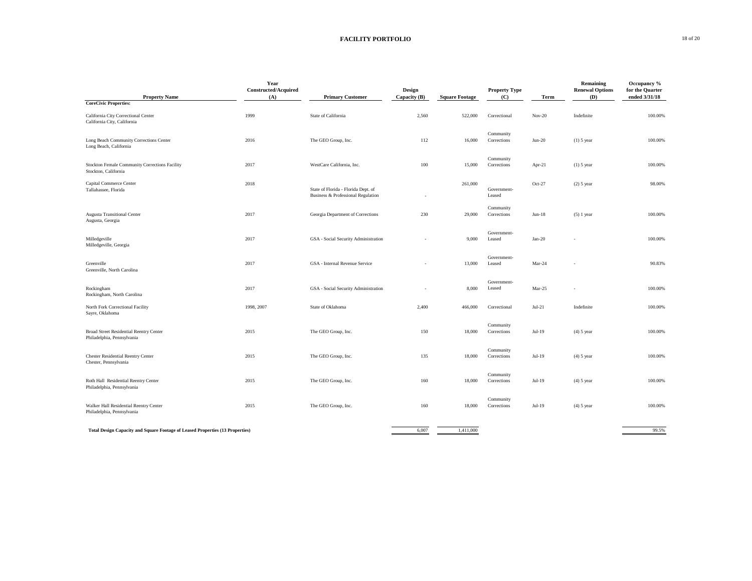## FACILITY PORTFOLIO

| Property Name | Year Constructed/Acquired (A) | Primary Customer | Design Capacity (B) | Square Footage | Property Type (C) | Term | Remaining Renewal Options (D) | Occupancy % for the Quarter ended 3/31/18 |
|---|---|---|---|---|---|---|---|---|
| **CoreCivic Properties:** | | | | | | | | |
| California City Correctional Center<br>California City, California | 1999 | State of California | 2,560 | 522,000 | Correctional | Nov-20 | Indefinite | 100.00% |
| Long Beach Community Corrections Center<br>Long Beach, California | 2016 | The GEO Group, Inc. | 112 | 16,000 | Community Corrections | Jun-20 | (1) 5 year | 100.00% |
| Stockton Female Community Corrections Facility<br>Stockton, California | 2017 | WestCare California, Inc. | 100 | 15,000 | Community Corrections | Apr-21 | (1) 5 year | 100.00% |
| Capital Commerce Center<br>Tallahassee, Florida | 2018 | State of Florida - Florida Dept. of Business & Professional Regulation | - | 261,000 | Government-Leased | Oct-27 | (2) 5 year | 98.00% |
| Augusta Transitional Center<br>Augusta, Georgia | 2017 | Georgia Department of Corrections | 230 | 29,000 | Community Corrections | Jun-18 | (5) 1 year | 100.00% |
| Milledgeville<br>Milledgeville, Georgia | 2017 | GSA - Social Security Administration | - | 9,000 | Government-Leased | Jan-20 | - | 100.00% |
| Greenville<br>Greenville, North Carolina | 2017 | GSA - Internal Revenue Service | - | 13,000 | Government-Leased | Mar-24 | - | 90.83% |
| Rockingham<br>Rockingham, North Carolina | 2017 | GSA - Social Security Administration | - | 8,000 | Government-Leased | Mar-25 | - | 100.00% |
| North Fork Correctional Facility<br>Sayre, Oklahoma | 1998, 2007 | State of Oklahoma | 2,400 | 466,000 | Correctional | Jul-21 | Indefinite | 100.00% |
| Broad Street Residential Reentry Center<br>Philadelphia, Pennsylvania | 2015 | The GEO Group, Inc. | 150 | 18,000 | Community Corrections | Jul-19 | (4) 5 year | 100.00% |
| Chester Residential Reentry Center<br>Chester, Pennsylvania | 2015 | The GEO Group, Inc. | 135 | 18,000 | Community Corrections | Jul-19 | (4) 5 year | 100.00% |
| Roth Hall Residential Reentry Center<br>Philadelphia, Pennsylvania | 2015 | The GEO Group, Inc. | 160 | 18,000 | Community Corrections | Jul-19 | (4) 5 year | 100.00% |
| Walker Hall Residential Reentry Center<br>Philadelphia, Pennsylvania | 2015 | The GEO Group, Inc. | 160 | 18,000 | Community Corrections | Jul-19 | (4) 5 year | 100.00% |
| **Total Design Capacity and Square Footage of Leased Properties (13 Properties)** | | | 6,007 | 1,411,000 | | | | 99.5% |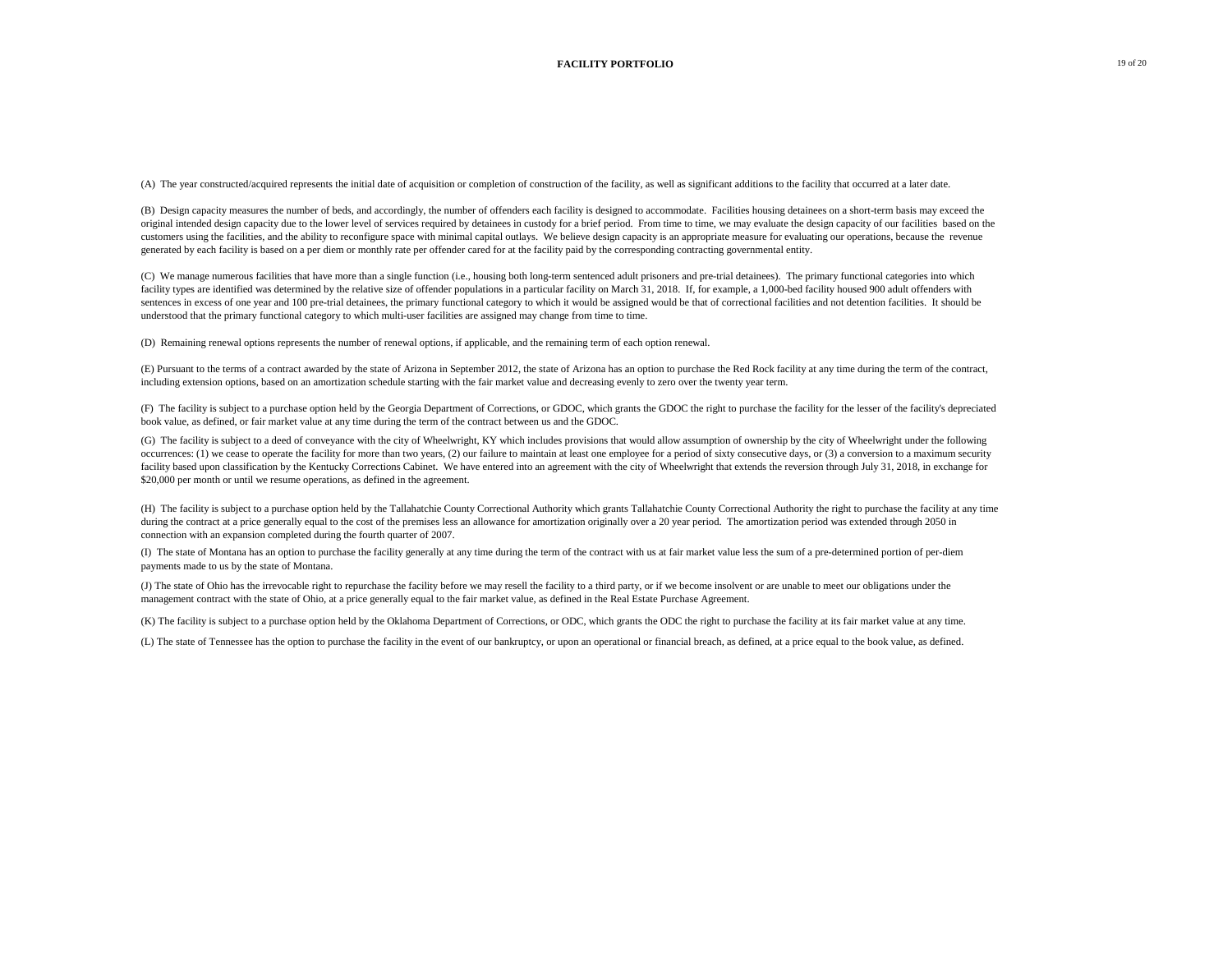(A) The year constructed/acquired represents the initial date of acquisition or completion of construction of the facility, as well as significant additions to the facility that occurred at a later date.

(B) Design capacity measures the number of beds, and accordingly, the number of offenders each facility is designed to accommodate. Facilities housing detainees on a short-term basis may exceed the original intended design capacity due to the lower level of services required by detainees in custody for a brief period. From time to time, we may evaluate the design capacity of our facilities based on the customers using the facilities, and the ability to reconfigure space with minimal capital outlays. We believe design capacity is an appropriate measure for evaluating our operations, because the revenue generated by each facility is based on a per diem or monthly rate per offender cared for at the facility paid by the corresponding contracting governmental entity.

(C) We manage numerous facilities that have more than a single function (i.e., housing both long-term sentenced adult prisoners and pre-trial detainees). The primary functional categories into which facility types are identified was determined by the relative size of offender populations in a particular facility on March 31, 2018. If, for example, a 1,000-bed facility housed 900 adult offenders with sentences in excess of one year and 100 pre-trial detainees, the primary functional category to which it would be assigned would be that of correctional facilities and not detention facilities. It should be understood that the primary functional category to which multi-user facilities are assigned may change from time to time.

(D) Remaining renewal options represents the number of renewal options, if applicable, and the remaining term of each option renewal.

(E) Pursuant to the terms of a contract awarded by the state of Arizona in September 2012, the state of Arizona has an option to purchase the Red Rock facility at any time during the term of the contract, including extension options, based on an amortization schedule starting with the fair market value and decreasing evenly to zero over the twenty year term.

(F) The facility is subject to a purchase option held by the Georgia Department of Corrections, or GDOC, which grants the GDOC the right to purchase the facility for the lesser of the facility's depreciated book value, as defined, or fair market value at any time during the term of the contract between us and the GDOC.

(G) The facility is subject to a deed of conveyance with the city of Wheelwright, KY which includes provisions that would allow assumption of ownership by the city of Wheelwright under the following occurrences: (1) we cease to operate the facility for more than two years, (2) our failure to maintain at least one employee for a period of sixty consecutive days, or (3) a conversion to a maximum security facility based upon classification by the Kentucky Corrections Cabinet. We have entered into an agreement with the city of Wheelwright that extends the reversion through July 31, 2018, in exchange for $20,000 per month or until we resume operations, as defined in the agreement.

(H) The facility is subject to a purchase option held by the Tallahatchie County Correctional Authority which grants Tallahatchie County Correctional Authority the right to purchase the facility at any time during the contract at a price generally equal to the cost of the premises less an allowance for amortization originally over a 20 year period. The amortization period was extended through 2050 in connection with an expansion completed during the fourth quarter of 2007.

(I) The state of Montana has an option to purchase the facility generally at any time during the term of the contract with us at fair market value less the sum of a pre-determined portion of per-diem payments made to us by the state of Montana.

(J) The state of Ohio has the irrevocable right to repurchase the facility before we may resell the facility to a third party, or if we become insolvent or are unable to meet our obligations under the management contract with the state of Ohio, at a price generally equal to the fair market value, as defined in the Real Estate Purchase Agreement.

(K) The facility is subject to a purchase option held by the Oklahoma Department of Corrections, or ODC, which grants the ODC the right to purchase the facility at its fair market value at any time.

(L) The state of Tennessee has the option to purchase the facility in the event of our bankruptcy, or upon an operational or financial breach, as defined, at a price equal to the book value, as defined.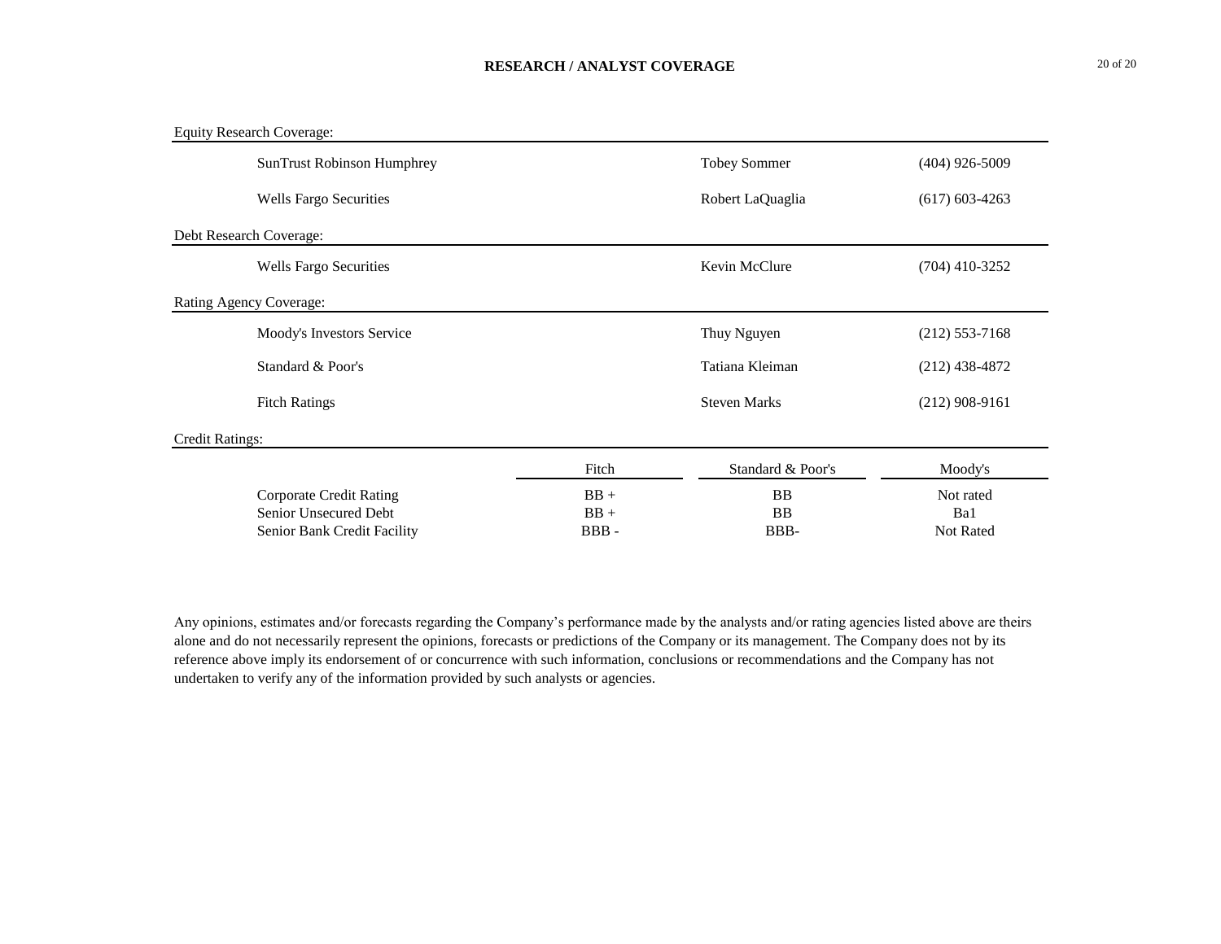## RESEARCH / ANALYST COVERAGE

**Equity Research Coverage:**

| | | |
|---|---|---|
| SunTrust Robinson Humphrey | Tobey Sommer | (404) 926-5009 |
| Wells Fargo Securities | Robert LaQuaglia | (617) 603-4263 |

**Debt Research Coverage:**

| | | |
|---|---|---|
| Wells Fargo Securities | Kevin McClure | (704) 410-3252 |

**Rating Agency Coverage:**

| | | |
|---|---|---|
| Moody's Investors Service | Thuy Nguyen | (212) 553-7168 |
| Standard & Poor's | Tatiana Kleiman | (212) 438-4872 |
| Fitch Ratings | Steven Marks | (212) 908-9161 |

**Credit Ratings:**

| | Fitch | Standard & Poor's | Moody's |
|---|---|---|---|
| Corporate Credit Rating | BB + | BB | Not rated |
| Senior Unsecured Debt | BB + | BB | Ba1 |
| Senior Bank Credit Facility | BBB - | BBB- | Not Rated |

Any opinions, estimates and/or forecasts regarding the Company's performance made by the analysts and/or rating agencies listed above are theirs alone and do not necessarily represent the opinions, forecasts or predictions of the Company or its management. The Company does not by its reference above imply its endorsement of or concurrence with such information, conclusions or recommendations and the Company has not undertaken to verify any of the information provided by such analysts or agencies.